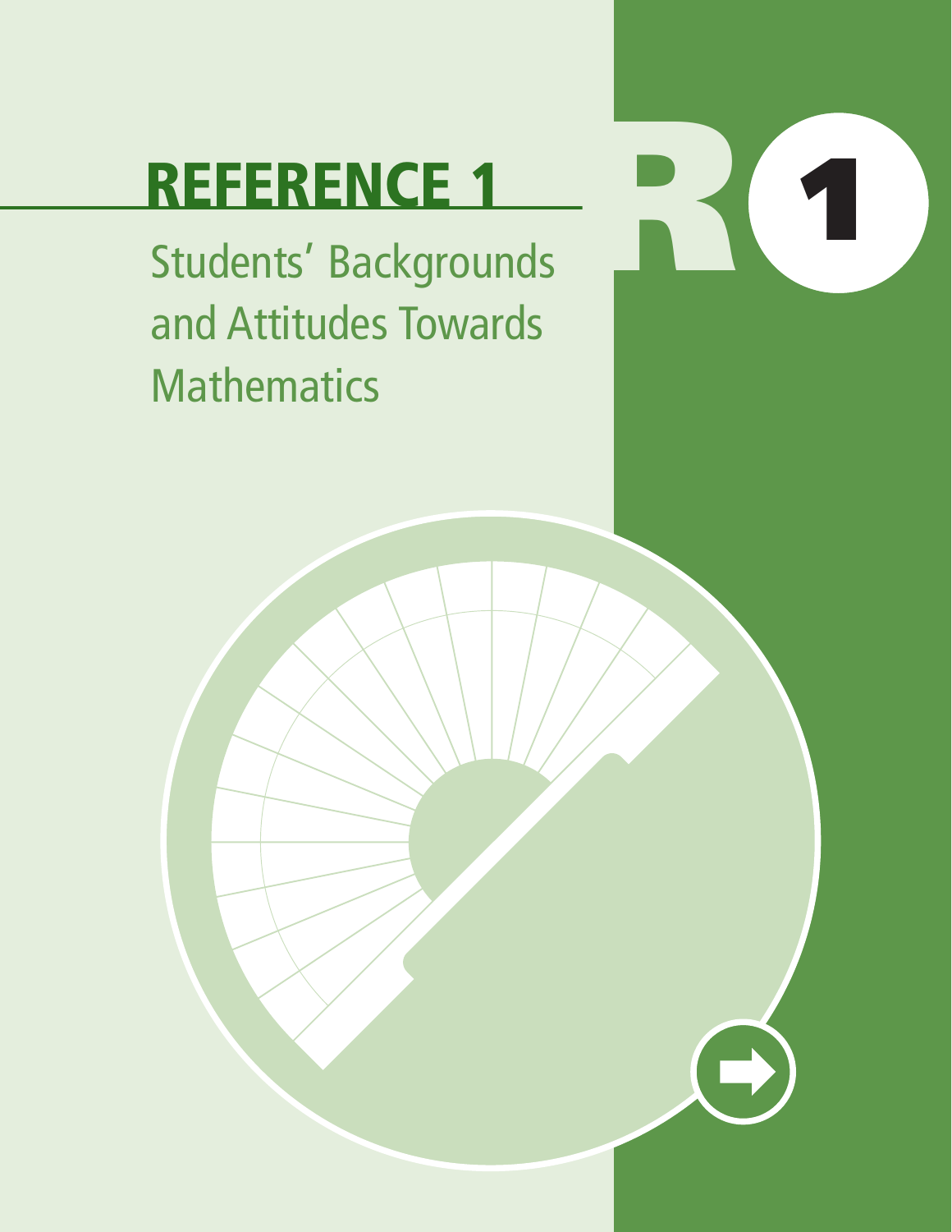# REFERENCE 1

## Students' Backgrounds and Attitudes Towards Mathematics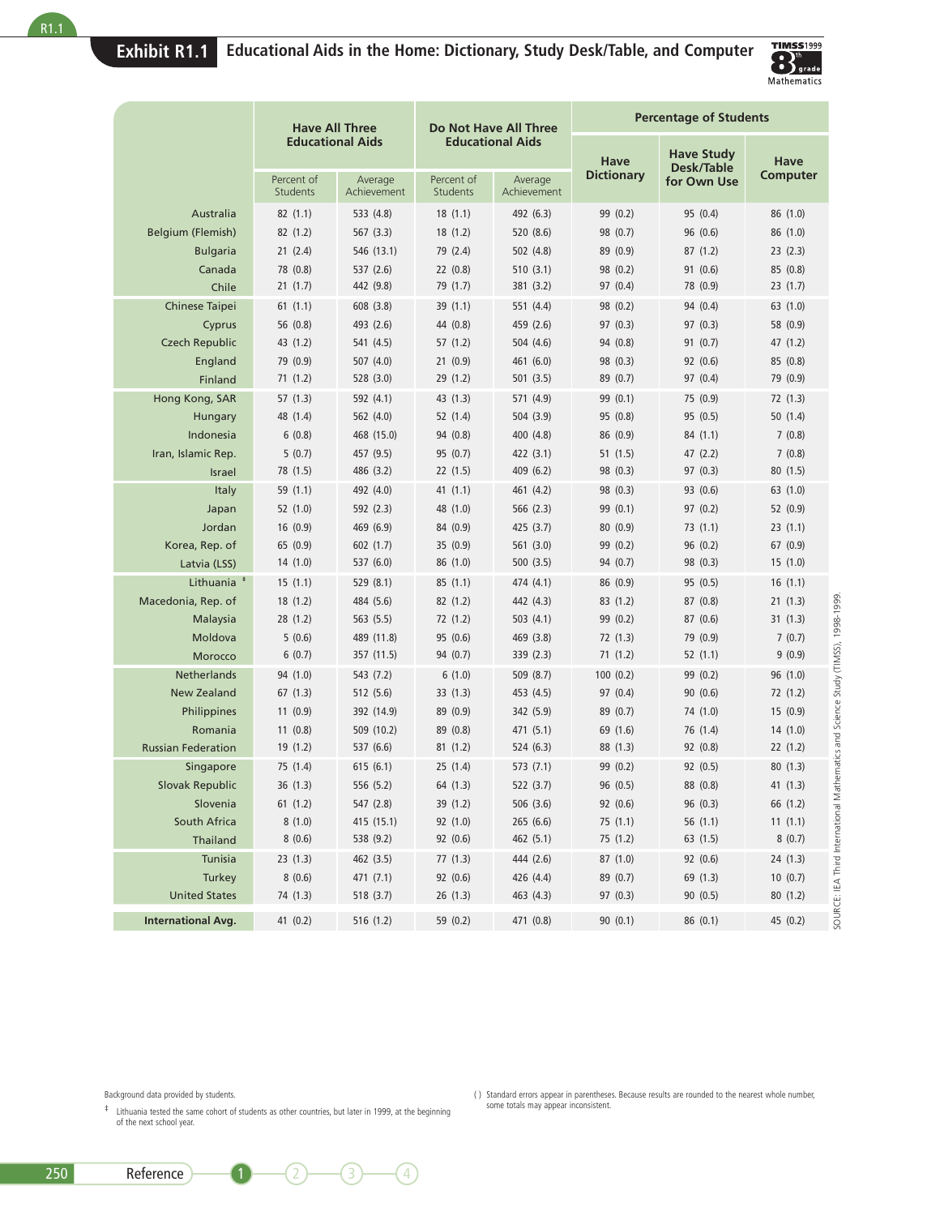## Exhibit R1.1 Educational Aids in the Home: Dictionary, Study Desk/Table, and Computer

|  | Have All Three Educational Aids | | Do Not Have All Three Educational Aids | | Percentage of Students | | |
|---|---|---|---|---|---|---|---|
|  | Percent of Students | Average Achievement | Percent of Students | Average Achievement | Have Dictionary | Have Study Desk/Table for Own Use | Have Computer |
| Australia | 82 (1.1) | 533 (4.8) | 18 (1.1) | 492 (6.3) | 99 (0.2) | 95 (0.4) | 86 (1.0) |
| Belgium (Flemish) | 82 (1.2) | 567 (3.3) | 18 (1.2) | 520 (8.6) | 98 (0.7) | 96 (0.6) | 86 (1.0) |
| Bulgaria | 21 (2.4) | 546 (13.1) | 79 (2.4) | 502 (4.8) | 89 (0.9) | 87 (1.2) | 23 (2.3) |
| Canada | 78 (0.8) | 537 (2.6) | 22 (0.8) | 510 (3.1) | 98 (0.2) | 91 (0.6) | 85 (0.8) |
| Chile | 21 (1.7) | 442 (9.8) | 79 (1.7) | 381 (3.2) | 97 (0.4) | 78 (0.9) | 23 (1.7) |
| Chinese Taipei | 61 (1.1) | 608 (3.8) | 39 (1.1) | 551 (4.4) | 98 (0.2) | 94 (0.4) | 63 (1.0) |
| Cyprus | 56 (0.8) | 493 (2.6) | 44 (0.8) | 459 (2.6) | 97 (0.3) | 97 (0.3) | 58 (0.9) |
| Czech Republic | 43 (1.2) | 541 (4.5) | 57 (1.2) | 504 (4.6) | 94 (0.8) | 91 (0.7) | 47 (1.2) |
| England | 79 (0.9) | 507 (4.0) | 21 (0.9) | 461 (6.0) | 98 (0.3) | 92 (0.6) | 85 (0.8) |
| Finland | 71 (1.2) | 528 (3.0) | 29 (1.2) | 501 (3.5) | 89 (0.7) | 97 (0.4) | 79 (0.9) |
| Hong Kong, SAR | 57 (1.3) | 592 (4.1) | 43 (1.3) | 571 (4.9) | 99 (0.1) | 75 (0.9) | 72 (1.3) |
| Hungary | 48 (1.4) | 562 (4.0) | 52 (1.4) | 504 (3.9) | 95 (0.8) | 95 (0.5) | 50 (1.4) |
| Indonesia | 6 (0.8) | 468 (15.0) | 94 (0.8) | 400 (4.8) | 86 (0.9) | 84 (1.1) | 7 (0.8) |
| Iran, Islamic Rep. | 5 (0.7) | 457 (9.5) | 95 (0.7) | 422 (3.1) | 51 (1.5) | 47 (2.2) | 7 (0.8) |
| Israel | 78 (1.5) | 486 (3.2) | 22 (1.5) | 409 (6.2) | 98 (0.3) | 97 (0.3) | 80 (1.5) |
| Italy | 59 (1.1) | 492 (4.0) | 41 (1.1) | 461 (4.2) | 98 (0.3) | 93 (0.6) | 63 (1.0) |
| Japan | 52 (1.0) | 592 (2.3) | 48 (1.0) | 566 (2.3) | 99 (0.1) | 97 (0.2) | 52 (0.9) |
| Jordan | 16 (0.9) | 469 (6.9) | 84 (0.9) | 425 (3.7) | 80 (0.9) | 73 (1.1) | 23 (1.1) |
| Korea, Rep. of | 65 (0.9) | 602 (1.7) | 35 (0.9) | 561 (3.0) | 99 (0.2) | 96 (0.2) | 67 (0.9) |
| Latvia (LSS) | 14 (1.0) | 537 (6.0) | 86 (1.0) | 500 (3.5) | 94 (0.7) | 98 (0.3) | 15 (1.0) |
| Lithuania ‡ | 15 (1.1) | 529 (8.1) | 85 (1.1) | 474 (4.1) | 86 (0.9) | 95 (0.5) | 16 (1.1) |
| Macedonia, Rep. of | 18 (1.2) | 484 (5.6) | 82 (1.2) | 442 (4.3) | 83 (1.2) | 87 (0.8) | 21 (1.3) |
| Malaysia | 28 (1.2) | 563 (5.5) | 72 (1.2) | 503 (4.1) | 99 (0.2) | 87 (0.6) | 31 (1.3) |
| Moldova | 5 (0.6) | 489 (11.8) | 95 (0.6) | 469 (3.8) | 72 (1.3) | 79 (0.9) | 7 (0.7) |
| Morocco | 6 (0.7) | 357 (11.5) | 94 (0.7) | 339 (2.3) | 71 (1.2) | 52 (1.1) | 9 (0.9) |
| Netherlands | 94 (1.0) | 543 (7.2) | 6 (1.0) | 509 (8.7) | 100 (0.2) | 99 (0.2) | 96 (1.0) |
| New Zealand | 67 (1.3) | 512 (5.6) | 33 (1.3) | 453 (4.5) | 97 (0.4) | 90 (0.6) | 72 (1.2) |
| Philippines | 11 (0.9) | 392 (14.9) | 89 (0.9) | 342 (5.9) | 89 (0.7) | 74 (1.0) | 15 (0.9) |
| Romania | 11 (0.8) | 509 (10.2) | 89 (0.8) | 471 (5.1) | 69 (1.6) | 76 (1.4) | 14 (1.0) |
| Russian Federation | 19 (1.2) | 537 (6.6) | 81 (1.2) | 524 (6.3) | 88 (1.3) | 92 (0.8) | 22 (1.2) |
| Singapore | 75 (1.4) | 615 (6.1) | 25 (1.4) | 573 (7.1) | 99 (0.2) | 92 (0.5) | 80 (1.3) |
| Slovak Republic | 36 (1.3) | 556 (5.2) | 64 (1.3) | 522 (3.7) | 96 (0.5) | 88 (0.8) | 41 (1.3) |
| Slovenia | 61 (1.2) | 547 (2.8) | 39 (1.2) | 506 (3.6) | 92 (0.6) | 96 (0.3) | 66 (1.2) |
| South Africa | 8 (1.0) | 415 (15.1) | 92 (1.0) | 265 (6.6) | 75 (1.1) | 56 (1.1) | 11 (1.1) |
| Thailand | 8 (0.6) | 538 (9.2) | 92 (0.6) | 462 (5.1) | 75 (1.2) | 63 (1.5) | 8 (0.7) |
| Tunisia | 23 (1.3) | 462 (3.5) | 77 (1.3) | 444 (2.6) | 87 (1.0) | 92 (0.6) | 24 (1.3) |
| Turkey | 8 (0.6) | 471 (7.1) | 92 (0.6) | 426 (4.4) | 89 (0.7) | 69 (1.3) | 10 (0.7) |
| United States | 74 (1.3) | 518 (3.7) | 26 (1.3) | 463 (4.3) | 97 (0.3) | 90 (0.5) | 80 (1.2) |
| **International Avg.** | 41 (0.2) | 516 (1.2) | 59 (0.2) | 471 (0.8) | 90 (0.1) | 86 (0.1) | 45 (0.2) |

SOURCE: IEA Third International Mathematics and Science Study (TIMSS), 1998-1999.

Background data provided by students.

‡ Lithuania tested the same cohort of students as other countries, but later in 1999, at the beginning of the next school year.

( ) Standard errors appear in parentheses. Because results are rounded to the nearest whole number, some totals may appear inconsistent.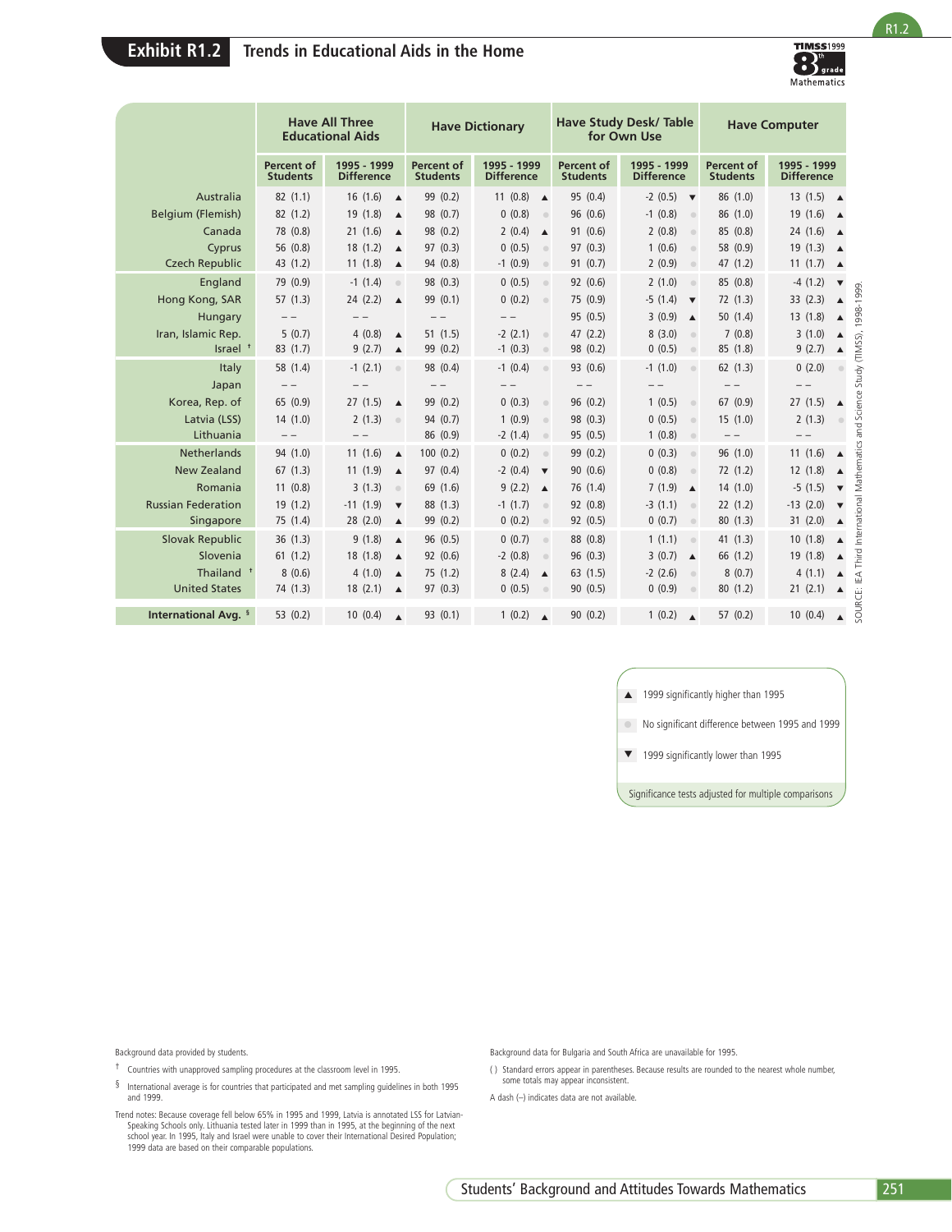## Exhibit R1.2 Trends in Educational Aids in the Home

TIMSS 1999 8th grade Mathematics

| | Have All Three Educational Aids | | Have Dictionary | | Have Study Desk/ Table for Own Use | | Have Computer | |
|---|---|---|---|---|---|---|---|---|
| | Percent of Students | 1995 - 1999 Difference | Percent of Students | 1995 - 1999 Difference | Percent of Students | 1995 - 1999 Difference | Percent of Students | 1995 - 1999 Difference |
| Australia | 82 (1.1) | 16 (1.6) ▲ | 99 (0.2) | 11 (0.8) ▲ | 95 (0.4) | -2 (0.5) ▼ | 86 (1.0) | 13 (1.5) ▲ |
| Belgium (Flemish) | 82 (1.2) | 19 (1.8) ▲ | 98 (0.7) | 0 (0.8) ● | 96 (0.6) | -1 (0.8) ● | 86 (1.0) | 19 (1.6) ▲ |
| Canada | 78 (0.8) | 21 (1.6) ▲ | 98 (0.2) | 2 (0.4) ▲ | 91 (0.6) | 2 (0.8) ● | 85 (0.8) | 24 (1.6) ▲ |
| Cyprus | 56 (0.8) | 18 (1.2) ▲ | 97 (0.3) | 0 (0.5) ● | 97 (0.3) | 1 (0.6) ● | 58 (0.9) | 19 (1.3) ▲ |
| Czech Republic | 43 (1.2) | 11 (1.8) ▲ | 94 (0.8) | -1 (0.9) ● | 91 (0.7) | 2 (0.9) ● | 47 (1.2) | 11 (1.7) ▲ |
| England | 79 (0.9) | -1 (1.4) ● | 98 (0.3) | 0 (0.5) ● | 92 (0.6) | 2 (1.0) ● | 85 (0.8) | -4 (1.2) ▼ |
| Hong Kong, SAR | 57 (1.3) | 24 (2.2) ▲ | 99 (0.1) | 0 (0.2) ● | 75 (0.9) | -5 (1.4) ▼ | 72 (1.3) | 33 (2.3) ▲ |
| Hungary | – – | – – | – – | – – | 95 (0.5) | 3 (0.9) ▲ | 50 (1.4) | 13 (1.8) ▲ |
| Iran, Islamic Rep. | 5 (0.7) | 4 (0.8) ▲ | 51 (1.5) | -2 (2.1) ● | 47 (2.2) | 8 (3.0) ● | 7 (0.8) | 3 (1.0) ▲ |
| Israel † | 83 (1.7) | 9 (2.7) ▲ | 99 (0.2) | -1 (0.3) ● | 98 (0.2) | 0 (0.5) ● | 85 (1.8) | 9 (2.7) ▲ |
| Italy | 58 (1.4) | -1 (2.1) ● | 98 (0.4) | -1 (0.4) ● | 93 (0.6) | -1 (1.0) ● | 62 (1.3) | 0 (2.0) ● |
| Japan | – – | – – | – – | – – | – – | – – | – – | – – |
| Korea, Rep. of | 65 (0.9) | 27 (1.5) ▲ | 99 (0.2) | 0 (0.3) ● | 96 (0.2) | 1 (0.5) ● | 67 (0.9) | 27 (1.5) ▲ |
| Latvia (LSS) | 14 (1.0) | 2 (1.3) ● | 94 (0.7) | 1 (0.9) ● | 98 (0.3) | 0 (0.5) ● | 15 (1.0) | 2 (1.3) ● |
| Lithuania | – – | – – | 86 (0.9) | -2 (1.4) ● | 95 (0.5) | 1 (0.8) ● | – – | – – |
| Netherlands | 94 (1.0) | 11 (1.6) ▲ | 100 (0.2) | 0 (0.2) ● | 99 (0.2) | 0 (0.3) ● | 96 (1.0) | 11 (1.6) ▲ |
| New Zealand | 67 (1.3) | 11 (1.9) ▲ | 97 (0.4) | -2 (0.4) ▼ | 90 (0.6) | 0 (0.8) ● | 72 (1.2) | 12 (1.8) ▲ |
| Romania | 11 (0.8) | 3 (1.3) ● | 69 (1.6) | 9 (2.2) ▲ | 76 (1.4) | 7 (1.9) ▲ | 14 (1.0) | -5 (1.5) ▼ |
| Russian Federation | 19 (1.2) | -11 (1.9) ▼ | 88 (1.3) | -1 (1.7) ● | 92 (0.8) | -3 (1.1) ● | 22 (1.2) | -13 (2.0) ▼ |
| Singapore | 75 (1.4) | 28 (2.0) ▲ | 99 (0.2) | 0 (0.2) ● | 92 (0.5) | 0 (0.7) ● | 80 (1.3) | 31 (2.0) ▲ |
| Slovak Republic | 36 (1.3) | 9 (1.8) ▲ | 96 (0.5) | 0 (0.7) ● | 88 (0.8) | 1 (1.1) ● | 41 (1.3) | 10 (1.8) ▲ |
| Slovenia | 61 (1.2) | 18 (1.8) ▲ | 92 (0.6) | -2 (0.8) ● | 96 (0.3) | 3 (0.7) ▲ | 66 (1.2) | 19 (1.8) ▲ |
| Thailand † | 8 (0.6) | 4 (1.0) ▲ | 75 (1.2) | 8 (2.4) ▲ | 63 (1.5) | -2 (2.6) ● | 8 (0.7) | 4 (1.1) ▲ |
| United States | 74 (1.3) | 18 (2.1) ▲ | 97 (0.3) | 0 (0.5) ● | 90 (0.5) | 0 (0.9) ● | 80 (1.2) | 21 (2.1) ▲ |
| International Avg. § | 53 (0.2) | 10 (0.4) ▲ | 93 (0.1) | 1 (0.2) ▲ | 90 (0.2) | 1 (0.2) ▲ | 57 (0.2) | 10 (0.4) ▲ |

SOURCE: IEA Third International Mathematics and Science Study (TIMSS), 1998-1999.

▲ 1999 significantly higher than 1995

● No significant difference between 1995 and 1999

▼ 1999 significantly lower than 1995

Significance tests adjusted for multiple comparisons

Background data provided by students.

† Countries with unapproved sampling procedures at the classroom level in 1995.

§ International average is for countries that participated and met sampling guidelines in both 1995 and 1999.

Trend notes: Because coverage fell below 65% in 1995 and 1999, Latvia is annotated LSS for Latvian-Speaking Schools only. Lithuania tested later in 1999 than in 1995, at the beginning of the next school year. In 1995, Italy and Israel were unable to cover their International Desired Population; 1999 data are based on their comparable populations.

Background data for Bulgaria and South Africa are unavailable for 1995.

( ) Standard errors appear in parentheses. Because results are rounded to the nearest whole number, some totals may appear inconsistent.

A dash (–) indicates data are not available.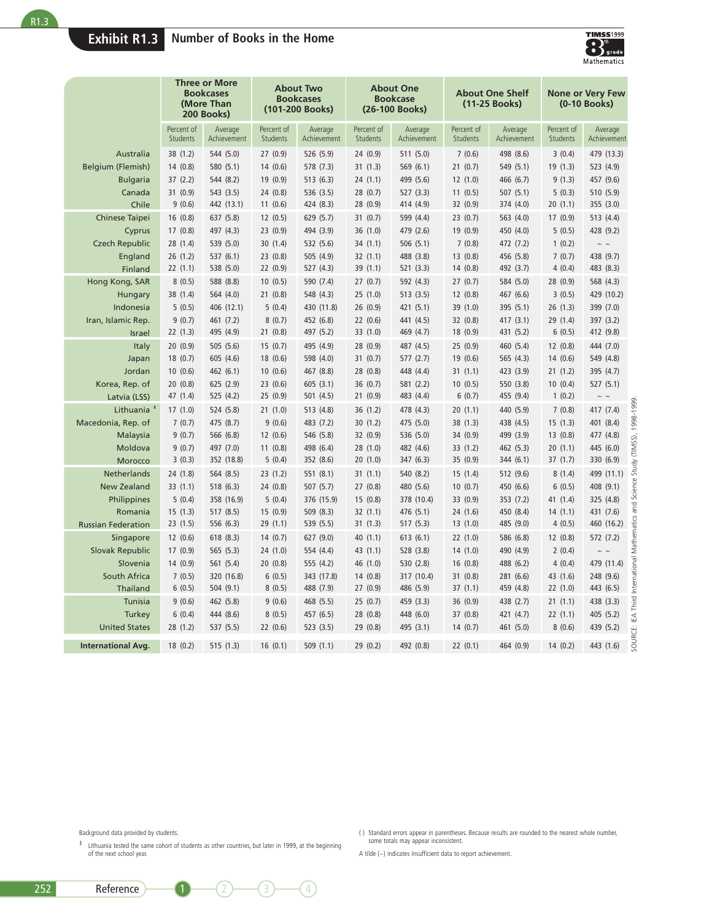## Exhibit R1.3 Number of Books in the Home

| | Three or More Bookcases (More Than 200 Books) | | About Two Bookcases (101-200 Books) | | About One Bookcase (26-100 Books) | | About One Shelf (11-25 Books) | | None or Very Few (0-10 Books) | |
|---|---|---|---|---|---|---|---|---|---|---|
| | Percent of Students | Average Achievement | Percent of Students | Average Achievement | Percent of Students | Average Achievement | Percent of Students | Average Achievement | Percent of Students | Average Achievement |
| Australia | 38 (1.2) | 544 (5.0) | 27 (0.9) | 526 (5.9) | 24 (0.9) | 511 (5.0) | 7 (0.6) | 498 (8.6) | 3 (0.4) | 479 (13.3) |
| Belgium (Flemish) | 14 (0.8) | 580 (5.1) | 14 (0.6) | 578 (7.3) | 31 (1.3) | 569 (6.1) | 21 (0.7) | 549 (5.1) | 19 (1.3) | 523 (4.9) |
| Bulgaria | 37 (2.2) | 544 (8.2) | 19 (0.9) | 513 (6.3) | 24 (1.1) | 499 (5.6) | 12 (1.0) | 466 (6.7) | 9 (1.3) | 457 (9.6) |
| Canada | 31 (0.9) | 543 (3.5) | 24 (0.8) | 536 (3.5) | 28 (0.7) | 527 (3.3) | 11 (0.5) | 507 (5.1) | 5 (0.3) | 510 (5.9) |
| Chile | 9 (0.6) | 442 (13.1) | 11 (0.6) | 424 (8.3) | 28 (0.9) | 414 (4.9) | 32 (0.9) | 374 (4.0) | 20 (1.1) | 355 (3.0) |
| Chinese Taipei | 16 (0.8) | 637 (5.8) | 12 (0.5) | 629 (5.7) | 31 (0.7) | 599 (4.4) | 23 (0.7) | 563 (4.0) | 17 (0.9) | 513 (4.4) |
| Cyprus | 17 (0.8) | 497 (4.3) | 23 (0.9) | 494 (3.9) | 36 (1.0) | 479 (2.6) | 19 (0.9) | 450 (4.0) | 5 (0.5) | 428 (9.2) |
| Czech Republic | 28 (1.4) | 539 (5.0) | 30 (1.4) | 532 (5.6) | 34 (1.1) | 506 (5.1) | 7 (0.8) | 472 (7.2) | 1 (0.2) | ~ ~ |
| England | 26 (1.2) | 537 (6.1) | 23 (0.8) | 505 (4.9) | 32 (1.1) | 488 (3.8) | 13 (0.8) | 456 (5.8) | 7 (0.7) | 438 (9.7) |
| Finland | 22 (1.1) | 538 (5.0) | 22 (0.9) | 527 (4.3) | 39 (1.1) | 521 (3.3) | 14 (0.8) | 492 (3.7) | 4 (0.4) | 483 (8.3) |
| Hong Kong, SAR | 8 (0.5) | 588 (8.8) | 10 (0.5) | 590 (7.4) | 27 (0.7) | 592 (4.3) | 27 (0.7) | 584 (5.0) | 28 (0.9) | 568 (4.3) |
| Hungary | 38 (1.4) | 564 (4.0) | 21 (0.8) | 548 (4.3) | 25 (1.0) | 513 (4.5) | 12 (0.8) | 467 (6.6) | 3 (0.5) | 429 (10.2) |
| Indonesia | 5 (0.5) | 406 (12.1) | 5 (0.4) | 430 (11.8) | 26 (0.9) | 421 (5.1) | 39 (1.0) | 395 (5.1) | 26 (1.3) | 399 (7.0) |
| Iran, Islamic Rep. | 9 (0.7) | 461 (7.2) | 8 (0.7) | 452 (6.8) | 22 (0.6) | 441 (4.5) | 32 (0.8) | 417 (3.1) | 29 (1.4) | 397 (3.2) |
| Israel | 22 (1.3) | 495 (4.9) | 21 (0.8) | 497 (5.2) | 33 (1.0) | 469 (4.7) | 18 (0.9) | 431 (5.2) | 6 (0.5) | 412 (9.8) |
| Italy | 20 (0.9) | 505 (5.6) | 15 (0.7) | 495 (4.9) | 28 (0.9) | 487 (4.5) | 25 (0.9) | 460 (5.4) | 12 (0.8) | 444 (7.0) |
| Japan | 18 (0.7) | 605 (4.6) | 18 (0.6) | 598 (4.0) | 31 (0.7) | 577 (2.7) | 19 (0.6) | 565 (4.3) | 14 (0.6) | 549 (4.8) |
| Jordan | 10 (0.6) | 462 (6.1) | 10 (0.6) | 467 (8.8) | 28 (0.8) | 448 (4.4) | 31 (1.1) | 423 (3.9) | 21 (1.2) | 395 (4.7) |
| Korea, Rep. of | 20 (0.8) | 625 (2.9) | 23 (0.6) | 605 (3.1) | 36 (0.7) | 581 (2.2) | 10 (0.5) | 550 (3.8) | 10 (0.4) | 527 (5.1) |
| Latvia (LSS) | 47 (1.4) | 525 (4.2) | 25 (0.9) | 501 (4.5) | 21 (0.9) | 483 (4.4) | 6 (0.7) | 455 (9.4) | 1 (0.2) | ~ ~ |
| Lithuania ‡ | 17 (1.0) | 524 (5.8) | 21 (1.0) | 513 (4.8) | 36 (1.2) | 478 (4.3) | 20 (1.1) | 440 (5.9) | 7 (0.8) | 417 (7.4) |
| Macedonia, Rep. of | 7 (0.7) | 475 (8.7) | 9 (0.6) | 483 (7.2) | 30 (1.2) | 475 (5.0) | 38 (1.3) | 438 (4.5) | 15 (1.3) | 401 (8.4) |
| Malaysia | 9 (0.7) | 566 (6.8) | 12 (0.6) | 546 (5.8) | 32 (0.9) | 536 (5.0) | 34 (0.9) | 499 (3.9) | 13 (0.8) | 477 (4.8) |
| Moldova | 9 (0.7) | 497 (7.0) | 11 (0.8) | 498 (6.4) | 28 (1.0) | 482 (4.6) | 33 (1.2) | 462 (5.3) | 20 (1.1) | 445 (6.0) |
| Morocco | 3 (0.3) | 352 (18.8) | 5 (0.4) | 352 (8.6) | 20 (1.0) | 347 (6.3) | 35 (0.9) | 344 (6.1) | 37 (1.7) | 330 (6.9) |
| Netherlands | 24 (1.8) | 564 (8.5) | 23 (1.2) | 551 (8.1) | 31 (1.1) | 540 (8.2) | 15 (1.4) | 512 (9.6) | 8 (1.4) | 499 (11.1) |
| New Zealand | 33 (1.1) | 518 (6.3) | 24 (0.8) | 507 (5.7) | 27 (0.8) | 480 (5.6) | 10 (0.7) | 450 (6.6) | 6 (0.5) | 408 (9.1) |
| Philippines | 5 (0.4) | 358 (16.9) | 5 (0.4) | 376 (15.9) | 15 (0.8) | 378 (10.4) | 33 (0.9) | 353 (7.2) | 41 (1.4) | 325 (4.8) |
| Romania | 15 (1.3) | 517 (8.5) | 15 (0.9) | 509 (8.3) | 32 (1.1) | 476 (5.1) | 24 (1.6) | 450 (8.4) | 14 (1.1) | 431 (7.6) |
| Russian Federation | 23 (1.5) | 556 (6.3) | 29 (1.1) | 539 (5.5) | 31 (1.3) | 517 (5.3) | 13 (1.0) | 485 (9.0) | 4 (0.5) | 460 (16.2) |
| Singapore | 12 (0.6) | 618 (8.3) | 14 (0.7) | 627 (9.0) | 40 (1.1) | 613 (6.1) | 22 (1.0) | 586 (6.8) | 12 (0.8) | 572 (7.2) |
| Slovak Republic | 17 (0.9) | 565 (5.3) | 24 (1.0) | 554 (4.4) | 43 (1.1) | 528 (3.8) | 14 (1.0) | 490 (4.9) | 2 (0.4) | ~ ~ |
| Slovenia | 14 (0.9) | 561 (5.4) | 20 (0.8) | 555 (4.2) | 46 (1.0) | 530 (2.8) | 16 (0.8) | 488 (6.2) | 4 (0.4) | 479 (11.4) |
| South Africa | 7 (0.5) | 320 (16.8) | 6 (0.5) | 343 (17.8) | 14 (0.8) | 317 (10.4) | 31 (0.8) | 281 (6.6) | 43 (1.6) | 248 (9.6) |
| Thailand | 6 (0.5) | 504 (9.1) | 8 (0.5) | 488 (7.9) | 27 (0.9) | 486 (5.9) | 37 (1.1) | 459 (4.8) | 22 (1.0) | 443 (6.5) |
| Tunisia | 9 (0.6) | 462 (5.8) | 9 (0.6) | 468 (5.5) | 25 (0.7) | 459 (3.3) | 36 (0.9) | 438 (2.7) | 21 (1.1) | 438 (3.3) |
| Turkey | 6 (0.4) | 444 (8.6) | 8 (0.5) | 457 (6.5) | 28 (0.8) | 448 (6.0) | 37 (0.8) | 421 (4.7) | 22 (1.1) | 405 (5.2) |
| United States | 28 (1.2) | 537 (5.5) | 22 (0.6) | 523 (3.5) | 29 (0.8) | 495 (3.1) | 14 (0.7) | 461 (5.0) | 8 (0.6) | 439 (5.2) |
| **International Avg.** | 18 (0.2) | 515 (1.3) | 16 (0.1) | 509 (1.1) | 29 (0.2) | 492 (0.8) | 22 (0.1) | 464 (0.9) | 14 (0.2) | 443 (1.6) |

Background data provided by students.

‡ Lithuania tested the same cohort of students as other countries, but later in 1999, at the beginning of the next school year.

( ) Standard errors appear in parentheses. Because results are rounded to the nearest whole number, some totals may appear inconsistent.

A tilde (~) indicates insufficient data to report achievement.

SOURCE: IEA Third International Mathematics and Science Study (TIMSS), 1998-1999.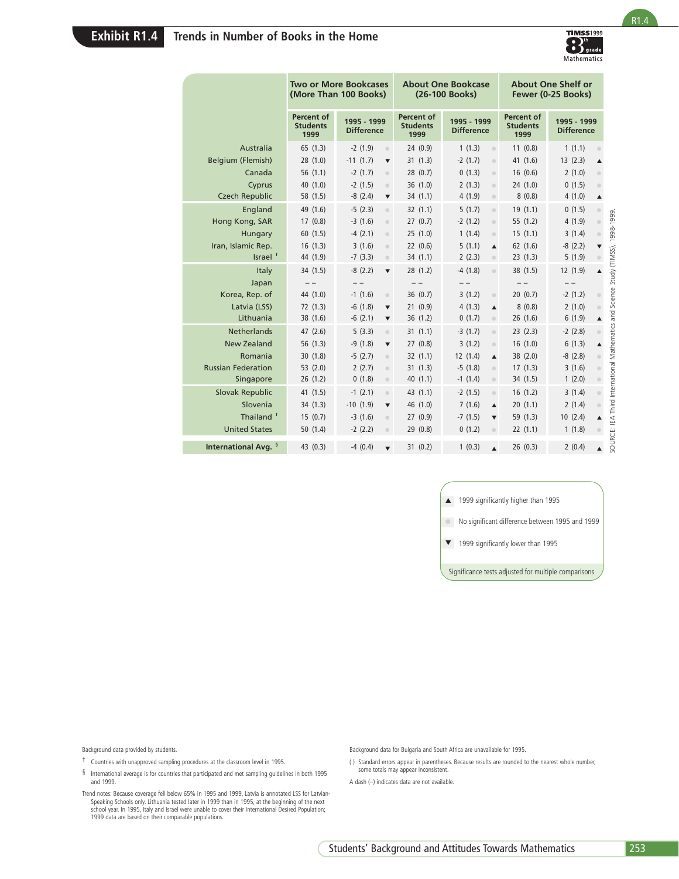# Exhibit R1.4 Trends in Number of Books in the Home

| | Two or More Bookcases (More Than 100 Books) | | About One Bookcase (26-100 Books) | | About One Shelf or Fewer (0-25 Books) | |
|---|---|---|---|---|---|---|
| | Percent of Students 1999 | 1995 - 1999 Difference | Percent of Students 1999 | 1995 - 1999 Difference | Percent of Students 1999 | 1995 - 1999 Difference |
| Australia | 65 (1.3) | -2 (1.9) ● | 24 (0.9) | 1 (1.3) ● | 11 (0.8) | 1 (1.1) ● |
| Belgium (Flemish) | 28 (1.0) | -11 (1.7) ▼ | 31 (1.3) | -2 (1.7) ● | 41 (1.6) | 13 (2.3) ▲ |
| Canada | 56 (1.1) | -2 (1.7) ● | 28 (0.7) | 0 (1.3) ● | 16 (0.6) | 2 (1.0) ● |
| Cyprus | 40 (1.0) | -2 (1.5) ● | 36 (1.0) | 2 (1.3) ● | 24 (1.0) | 0 (1.5) ● |
| Czech Republic | 58 (1.5) | -8 (2.4) ▼ | 34 (1.1) | 4 (1.9) ● | 8 (0.8) | 4 (1.0) ▲ |
| England | 49 (1.6) | -5 (2.3) ● | 32 (1.1) | 5 (1.7) ● | 19 (1.1) | 0 (1.5) ● |
| Hong Kong, SAR | 17 (0.8) | -3 (1.6) ● | 27 (0.7) | -2 (1.2) ● | 55 (1.2) | 4 (1.9) ● |
| Hungary | 60 (1.5) | -4 (2.1) ● | 25 (1.0) | 1 (1.4) ● | 15 (1.1) | 3 (1.4) ● |
| Iran, Islamic Rep. | 16 (1.3) | 3 (1.6) ● | 22 (0.6) | 5 (1.1) ▲ | 62 (1.6) | -8 (2.2) ▼ |
| Israel † | 44 (1.9) | -7 (3.3) ● | 34 (1.1) | 2 (2.3) ● | 23 (1.3) | 5 (1.9) ● |
| Italy | 34 (1.5) | -8 (2.2) ▼ | 28 (1.2) | -4 (1.8) ● | 38 (1.5) | 12 (1.9) ▲ |
| Japan | – – | – – | – – | – – | – – | – – |
| Korea, Rep. of | 44 (1.0) | -1 (1.6) ● | 36 (0.7) | 3 (1.2) ● | 20 (0.7) | -2 (1.2) ● |
| Latvia (LSS) | 72 (1.3) | -6 (1.8) ▼ | 21 (0.9) | 4 (1.3) ▲ | 8 (0.8) | 2 (1.0) ● |
| Lithuania | 38 (1.6) | -6 (2.1) ▼ | 36 (1.2) | 0 (1.7) ● | 26 (1.6) | 6 (1.9) ▲ |
| Netherlands | 47 (2.6) | 5 (3.3) ● | 31 (1.1) | -3 (1.7) ● | 23 (2.3) | -2 (2.8) ● |
| New Zealand | 56 (1.3) | -9 (1.8) ▼ | 27 (0.8) | 3 (1.2) ● | 16 (1.0) | 6 (1.3) ▲ |
| Romania | 30 (1.8) | -5 (2.7) ● | 32 (1.1) | 12 (1.4) ▲ | 38 (2.0) | -8 (2.8) ● |
| Russian Federation | 53 (2.0) | 2 (2.7) ● | 31 (1.3) | -5 (1.8) ● | 17 (1.3) | 3 (1.6) ● |
| Singapore | 26 (1.2) | 0 (1.8) ● | 40 (1.1) | -1 (1.4) ● | 34 (1.5) | 1 (2.0) ● |
| Slovak Republic | 41 (1.5) | -1 (2.1) ● | 43 (1.1) | -2 (1.5) ● | 16 (1.2) | 3 (1.4) ● |
| Slovenia | 34 (1.3) | -10 (1.9) ▼ | 46 (1.0) | 7 (1.6) ▲ | 20 (1.1) | 2 (1.4) ● |
| Thailand † | 15 (0.7) | -3 (1.6) ● | 27 (0.9) | -7 (1.5) ▼ | 59 (1.3) | 10 (2.4) ▲ |
| United States | 50 (1.4) | -2 (2.2) ● | 29 (0.8) | 0 (1.2) ● | 22 (1.1) | 1 (1.8) ● |
| International Avg. § | 43 (0.3) | -4 (0.4) ▼ | 31 (0.2) | 1 (0.3) ▲ | 26 (0.3) | 2 (0.4) ▲ |

▲ 1999 significantly higher than 1995

● No significant difference between 1995 and 1999

▼ 1999 significantly lower than 1995

Significance tests adjusted for multiple comparisons

SOURCE: IEA Third International Mathematics and Science Study (TIMSS), 1998-1999.

Background data provided by students.

† Countries with unapproved sampling procedures at the classroom level in 1995.

§ International average is for countries that participated and met sampling guidelines in both 1995 and 1999.

Trend notes: Because coverage fell below 65% in 1995 and 1999, Latvia is annotated LSS for Latvian-Speaking Schools only. Lithuania tested later in 1999 than in 1995, at the beginning of the next school year. In 1995, Italy and Israel were unable to cover their International Desired Population; 1999 data are based on their comparable populations.

Background data for Bulgaria and South Africa are unavailable for 1995.

( ) Standard errors appear in parentheses. Because results are rounded to the nearest whole number, some totals may appear inconsistent.

A dash (–) indicates data are not available.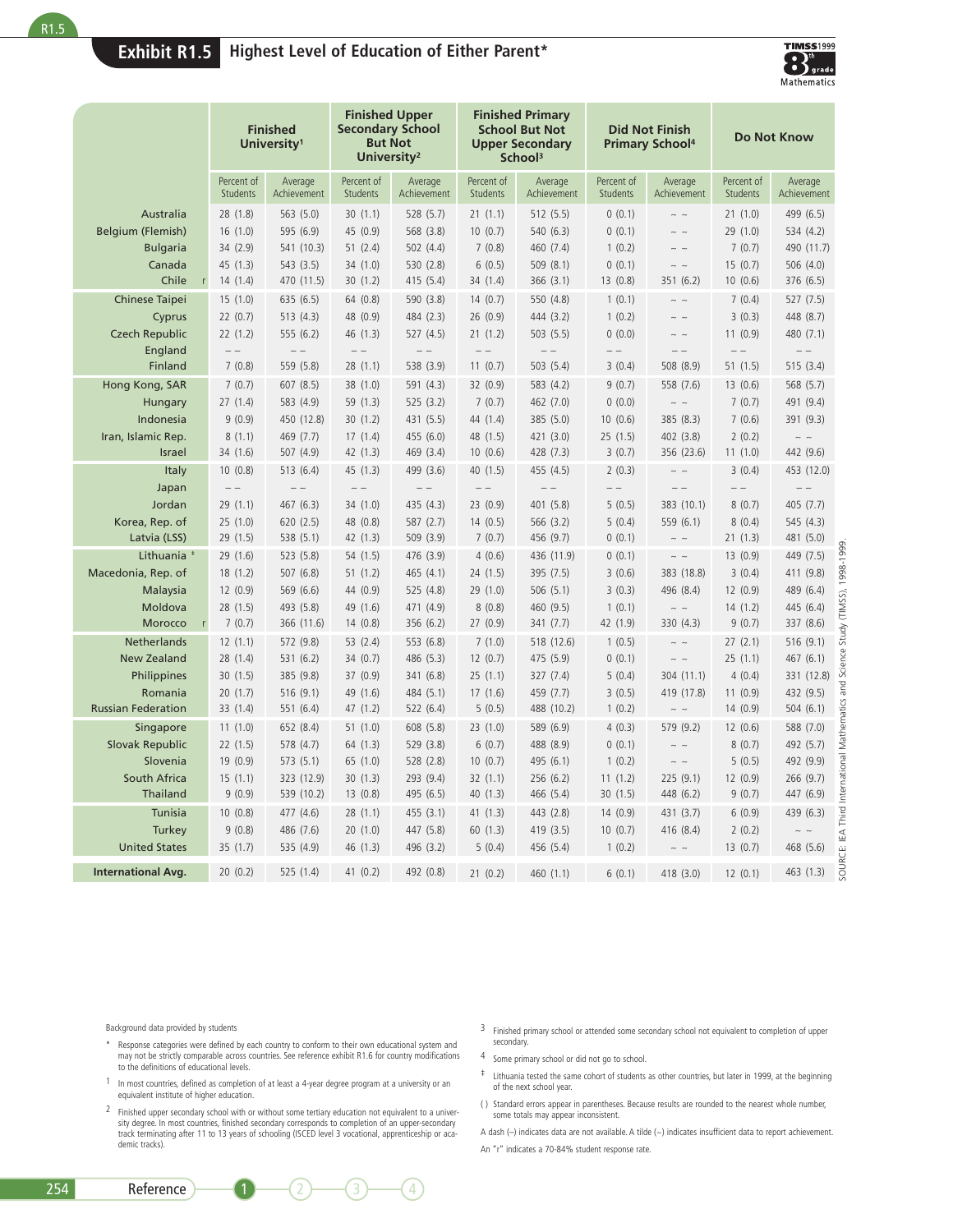## Exhibit R1.5 Highest Level of Education of Either Parent*

| | Finished University[1] | | Finished Upper Secondary School But Not University[2] | | Finished Primary School But Not Upper Secondary School[3] | | Did Not Finish Primary School[4] | | Do Not Know | |
|---|---|---|---|---|---|---|---|---|---|---|
| | Percent of Students | Average Achievement | Percent of Students | Average Achievement | Percent of Students | Average Achievement | Percent of Students | Average Achievement | Percent of Students | Average Achievement |
| Australia | 28 (1.8) | 563 (5.0) | 30 (1.1) | 528 (5.7) | 21 (1.1) | 512 (5.5) | 0 (0.1) | ~ ~ | 21 (1.0) | 499 (6.5) |
| Belgium (Flemish) | 16 (1.0) | 595 (6.9) | 45 (0.9) | 568 (3.8) | 10 (0.7) | 540 (6.3) | 0 (0.1) | ~ ~ | 29 (1.0) | 534 (4.2) |
| Bulgaria | 34 (2.9) | 541 (10.3) | 51 (2.4) | 502 (4.4) | 7 (0.8) | 460 (7.4) | 1 (0.2) | ~ ~ | 7 (0.7) | 490 (11.7) |
| Canada | 45 (1.3) | 543 (3.5) | 34 (1.0) | 530 (2.8) | 6 (0.5) | 509 (8.1) | 0 (0.1) | ~ ~ | 15 (0.7) | 506 (4.0) |
| Chile r | 14 (1.4) | 470 (11.5) | 30 (1.2) | 415 (5.4) | 34 (1.4) | 366 (3.1) | 13 (0.8) | 351 (6.2) | 10 (0.6) | 376 (6.5) |
| Chinese Taipei | 15 (1.0) | 635 (6.5) | 64 (0.8) | 590 (3.8) | 14 (0.7) | 550 (4.8) | 1 (0.1) | ~ ~ | 7 (0.4) | 527 (7.5) |
| Cyprus | 22 (0.7) | 513 (4.3) | 48 (0.9) | 484 (2.3) | 26 (0.9) | 444 (3.2) | 1 (0.2) | ~ ~ | 3 (0.3) | 448 (8.7) |
| Czech Republic | 22 (1.2) | 555 (6.2) | 46 (1.3) | 527 (4.5) | 21 (1.2) | 503 (5.5) | 0 (0.0) | ~ ~ | 11 (0.9) | 480 (7.1) |
| England | – – | – – | – – | – – | – – | – – | – – | – – | – – | – – |
| Finland | 7 (0.8) | 559 (5.8) | 28 (1.1) | 538 (3.9) | 11 (0.7) | 503 (5.4) | 3 (0.4) | 508 (8.9) | 51 (1.5) | 515 (3.4) |
| Hong Kong, SAR | 7 (0.7) | 607 (8.5) | 38 (1.0) | 591 (4.3) | 32 (0.9) | 583 (4.2) | 9 (0.7) | 558 (7.6) | 13 (0.6) | 568 (5.7) |
| Hungary | 27 (1.4) | 583 (4.9) | 59 (1.3) | 525 (3.2) | 7 (0.7) | 462 (7.0) | 0 (0.0) | ~ ~ | 7 (0.7) | 491 (9.4) |
| Indonesia | 9 (0.9) | 450 (12.8) | 30 (1.2) | 431 (5.5) | 44 (1.4) | 385 (5.0) | 10 (0.6) | 385 (8.3) | 7 (0.6) | 391 (9.3) |
| Iran, Islamic Rep. | 8 (1.1) | 469 (7.7) | 17 (1.4) | 455 (6.0) | 48 (1.5) | 421 (3.0) | 25 (1.5) | 402 (3.8) | 2 (0.2) | ~ ~ |
| Israel | 34 (1.6) | 507 (4.9) | 42 (1.3) | 469 (3.4) | 10 (0.6) | 428 (7.3) | 3 (0.7) | 356 (23.6) | 11 (1.0) | 442 (9.6) |
| Italy | 10 (0.8) | 513 (6.4) | 45 (1.3) | 499 (3.6) | 40 (1.5) | 455 (4.5) | 2 (0.3) | ~ ~ | 3 (0.4) | 453 (12.0) |
| Japan | – – | – – | – – | – – | – – | – – | – – | – – | – – | – – |
| Jordan | 29 (1.1) | 467 (6.3) | 34 (1.0) | 435 (4.3) | 23 (0.9) | 401 (5.8) | 5 (0.5) | 383 (10.1) | 8 (0.7) | 405 (7.7) |
| Korea, Rep. of | 25 (1.0) | 620 (2.5) | 48 (0.8) | 587 (2.7) | 14 (0.5) | 566 (3.2) | 5 (0.4) | 559 (6.1) | 8 (0.4) | 545 (4.3) |
| Latvia (LSS) | 29 (1.5) | 538 (5.1) | 42 (1.3) | 509 (3.9) | 7 (0.7) | 456 (9.7) | 0 (0.1) | ~ ~ | 21 (1.3) | 481 (5.0) |
| Lithuania ‡ | 29 (1.6) | 523 (5.8) | 54 (1.5) | 476 (3.9) | 4 (0.6) | 436 (11.9) | 0 (0.1) | ~ ~ | 13 (0.9) | 449 (7.5) |
| Macedonia, Rep. of | 18 (1.2) | 507 (6.8) | 51 (1.2) | 465 (4.1) | 24 (1.5) | 395 (7.5) | 3 (0.6) | 383 (18.8) | 3 (0.4) | 411 (9.8) |
| Malaysia | 12 (0.9) | 569 (6.6) | 44 (0.9) | 525 (4.8) | 29 (1.0) | 506 (5.1) | 3 (0.3) | 496 (8.4) | 12 (0.9) | 489 (6.4) |
| Moldova | 28 (1.5) | 493 (5.8) | 49 (1.6) | 471 (4.9) | 8 (0.8) | 460 (9.5) | 1 (0.1) | ~ ~ | 14 (1.2) | 445 (6.4) |
| Morocco r | 7 (0.7) | 366 (11.6) | 14 (0.8) | 356 (6.2) | 27 (0.9) | 341 (7.7) | 42 (1.9) | 330 (4.3) | 9 (0.7) | 337 (8.6) |
| Netherlands | 12 (1.1) | 572 (9.8) | 53 (2.4) | 553 (6.8) | 7 (1.0) | 518 (12.6) | 1 (0.5) | ~ ~ | 27 (2.1) | 516 (9.1) |
| New Zealand | 28 (1.4) | 531 (6.2) | 34 (0.7) | 486 (5.3) | 12 (0.7) | 475 (5.9) | 0 (0.1) | ~ ~ | 25 (1.1) | 467 (6.1) |
| Philippines | 30 (1.5) | 385 (9.8) | 37 (0.9) | 341 (6.8) | 25 (1.1) | 327 (7.4) | 5 (0.4) | 304 (11.1) | 4 (0.4) | 331 (12.8) |
| Romania | 20 (1.7) | 516 (9.1) | 49 (1.6) | 484 (5.1) | 17 (1.6) | 459 (7.7) | 3 (0.5) | 419 (17.8) | 11 (0.9) | 432 (9.5) |
| Russian Federation | 33 (1.4) | 551 (6.4) | 47 (1.2) | 522 (6.4) | 5 (0.5) | 488 (10.2) | 1 (0.2) | ~ ~ | 14 (0.9) | 504 (6.1) |
| Singapore | 11 (1.0) | 652 (8.4) | 51 (1.0) | 608 (5.8) | 23 (1.0) | 589 (6.9) | 4 (0.3) | 579 (9.2) | 12 (0.6) | 588 (7.0) |
| Slovak Republic | 22 (1.5) | 578 (4.7) | 64 (1.3) | 529 (3.8) | 6 (0.7) | 488 (8.9) | 0 (0.1) | ~ ~ | 8 (0.7) | 492 (5.7) |
| Slovenia | 19 (0.9) | 573 (5.1) | 65 (1.0) | 528 (2.8) | 10 (0.7) | 495 (6.1) | 1 (0.2) | ~ ~ | 5 (0.5) | 492 (9.9) |
| South Africa | 15 (1.1) | 323 (12.9) | 30 (1.3) | 293 (9.4) | 32 (1.1) | 256 (6.2) | 11 (1.2) | 225 (9.1) | 12 (0.9) | 266 (9.7) |
| Thailand | 9 (0.9) | 539 (10.2) | 13 (0.8) | 495 (6.5) | 40 (1.3) | 466 (5.4) | 30 (1.5) | 448 (6.2) | 9 (0.7) | 447 (6.9) |
| Tunisia | 10 (0.8) | 477 (4.6) | 28 (1.1) | 455 (3.1) | 41 (1.3) | 443 (2.8) | 14 (0.9) | 431 (3.7) | 6 (0.9) | 439 (6.3) |
| Turkey | 9 (0.8) | 486 (7.6) | 20 (1.0) | 447 (5.8) | 60 (1.3) | 419 (3.5) | 10 (0.7) | 416 (8.4) | 2 (0.2) | ~ ~ |
| United States | 35 (1.7) | 535 (4.9) | 46 (1.3) | 496 (3.2) | 5 (0.4) | 456 (5.4) | 1 (0.2) | ~ ~ | 13 (0.7) | 468 (5.6) |
| **International Avg.** | 20 (0.2) | 525 (1.4) | 41 (0.2) | 492 (0.8) | 21 (0.2) | 460 (1.1) | 6 (0.1) | 418 (3.0) | 12 (0.1) | 463 (1.3) |

SOURCE: IEA Third International Mathematics and Science Study (TIMSS), 1998-1999.

Background data provided by students

\* Response categories were defined by each country to conform to their own educational system and may not be strictly comparable across countries. See reference exhibit R1.6 for country modifications to the definitions of educational levels.

1 In most countries, defined as completion of at least a 4-year degree program at a university or an equivalent institute of higher education.

2 Finished upper secondary school with or without some tertiary education not equivalent to a university degree. In most countries, finished secondary corresponds to completion of an upper-secondary track terminating after 11 to 13 years of schooling (ISCED level 3 vocational, apprenticeship or academic tracks).

3 Finished primary school or attended some secondary school not equivalent to completion of upper secondary.

4 Some primary school or did not go to school.

‡ Lithuania tested the same cohort of students as other countries, but later in 1999, at the beginning of the next school year.

( ) Standard errors appear in parentheses. Because results are rounded to the nearest whole number, some totals may appear inconsistent.

A dash (–) indicates data are not available. A tilde (~) indicates insufficient data to report achievement.

An "r" indicates a 70-84% student response rate.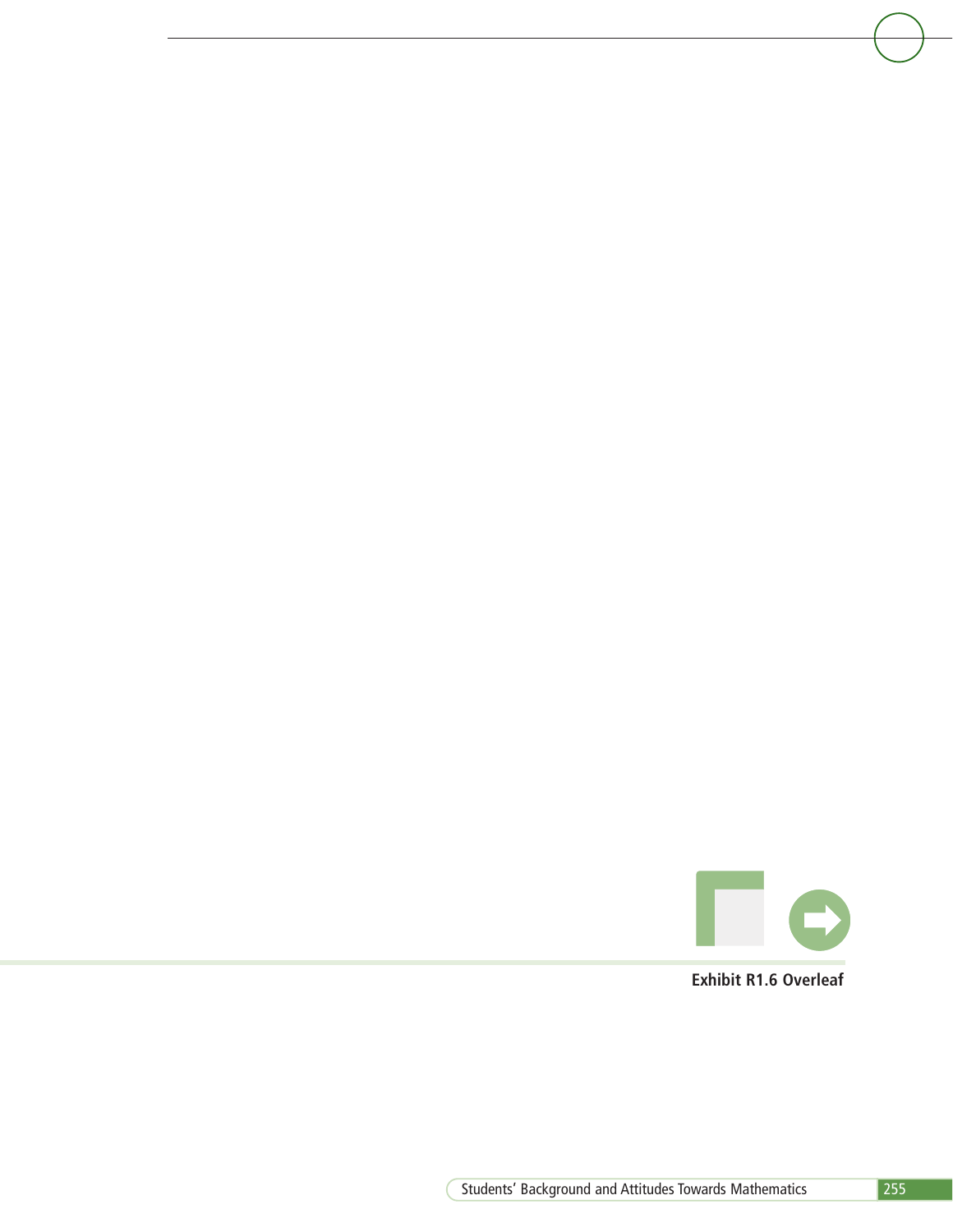Exhibit R1.6 Overleaf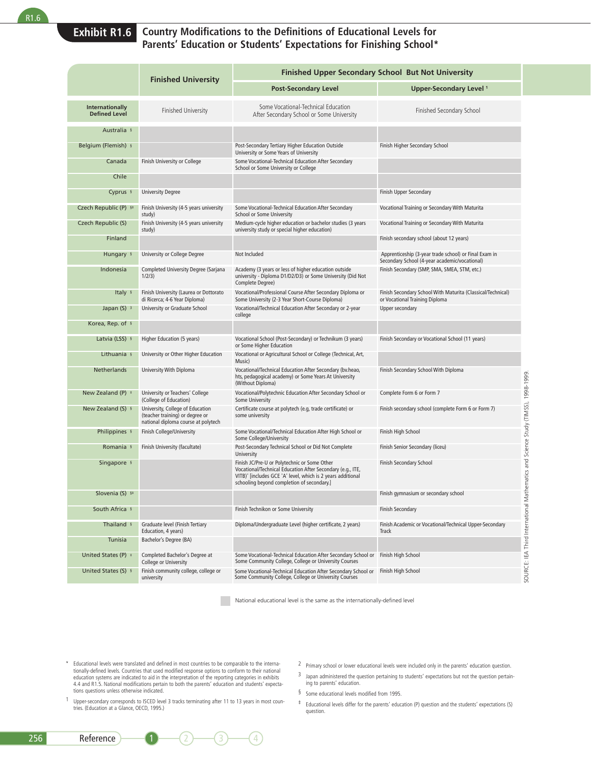## Exhibit R1.6 Country Modifications to the Definitions of Educational Levels for Parents' Education or Students' Expectations for Finishing School*

| | Finished University | Finished Upper Secondary School But Not University | |
|---|---|---|---|
| | | Post-Secondary Level | Upper-Secondary Level [1] |
| **Internationally Defined Level** | Finished University | Some Vocational-Technical Education After Secondary School or Some University | Finished Secondary School |
| Australia § | | | |
| Belgium (Flemish) § | | Post-Secondary Tertiary Higher Education Outside University or Some Years of University | Finish Higher Secondary School |
| Canada | Finish University or College | Some Vocational-Technical Education After Secondary School or Some University or College | |
| Chile | | | |
| Cyprus § | University Degree | | Finish Upper Secondary |
| Czech Republic (P) §‡ | Finish University (4-5 years university study) | Some Vocational-Technical Education After Secondary School or Some University | Vocational Training or Secondary With Maturita |
| Czech Republic (S) | Finish University (4-5 years university study) | Medium-cycle higher education or bachelor studies (3 years university study or special higher education) | Vocational Training or Secondary With Maturita |
| Finland | | | Finish secondary school (about 12 years) |
| Hungary § | University or College Degree | Not Included | Apprenticeship (3-year trade school) or Final Exam in Secondary School (4-year academic/vocational) |
| Indonesia | Completed University Degree (Sarjana 1/2/3) | Academy (3 years or less of higher education outside university - Diploma D1/D2/D3) or Some University (Did Not Complete Degree) | Finish Secondary (SMP, SMA, SMEA, STM, etc.) |
| Italy § | Finish University (Laurea or Dottorato di Ricerca; 4-6 Year Diploma) | Vocational/Professional Course After Secondary Diploma or Some University (2-3 Year Short-Course Diploma) | Finish Secondary School With Maturita (Classical/Technical) or Vocational Training Diploma |
| Japan (S) [3] | University or Graduate School | Vocational/Technical Education After Secondary or 2-year college | Upper secondary |
| Korea, Rep. of § | | | |
| Latvia (LSS) § | Higher Education (5 years) | Vocational School (Post-Secondary) or Technikum (3 years) or Some Higher Education | Finish Secondary or Vocational School (11 years) |
| Lithuania § | University or Other Higher Education | Vocational or Agricultural School or College (Technical, Art, Music) | |
| Netherlands | University With Diploma | Vocational/Technical Education After Secondary (bv.heao, hts, pedagogical academy) or Some Years At University (Without Diploma) | Finish Secondary School With Diploma |
| New Zealand (P) ‡ | University or Teachers' College (College of Education) | Vocational/Polytechnic Education After Secondary School or Some University | Complete Form 6 or Form 7 |
| New Zealand (S) § | University, College of Education (teacher training) or degree or national diploma course at polytech | Certificate course at polytech (e.g, trade certificate) or some university | Finish secondary school (complete Form 6 or Form 7) |
| Philippines § | Finish College/University | Some Vocational/Technical Education After High School or Some College/University | Finish High School |
| Romania § | Finish University (facultate) | Post-Secondary Technical School or Did Not Complete University | Finish Senior Secondary (liceu) |
| Singapore § | | Finish JC/Pre-U or Polytechnic or Some Other Vocational/Technical Education After Secondary (e.g., ITE, VITB)' [includes GCE 'A' level, which is 2 years additional schooling beyond completion of secondary.] | Finish Secondary School |
| Slovenia (S) §‡ | | | Finish gymnasium or secondary school |
| South Africa § | | Finish Technikon or Some University | Finish Secondary |
| Thailand § | Graduate level (Finish Tertiary Education, 4 years) | Diploma/Undergraduate Level (higher certificate, 2 years) | Finish Academic or Vocational/Technical Upper-Secondary Track |
| Tunisia | Bachelor's Degree (BA) | | |
| United States (P) ‡ | Completed Bachelor's Degree at College or University | Some Vocational-Technical Education After Secondary School or Some Community College, College or University Courses | Finish High School |
| United States (S) § | Finish community college, college or university | Some Vocational-Technical Education After Secondary School or Some Community College, College or University Courses | Finish High School |

(Shaded cell) National educational level is the same as the internationally-defined level

SOURCE: IEA Third International Mathematics and Science Study (TIMSS), 1998-1999.

\* Educational levels were translated and defined in most countries to be comparable to the internationally-defined levels. Countries that used modified response options to conform to their national education systems are indicated to aid in the interpretation of the reporting categories in exhibits 4.4 and R1.5. National modifications pertain to both the parents' education and students' expectations questions unless otherwise indicated.

1 Upper-secondary corresponds to ISCED level 3 tracks terminating after 11 to 13 years in most countries. (Education at a Glance, OECD, 1995.)

2 Primary school or lower educational levels were included only in the parents' education question.

3 Japan administered the question pertaining to students' expectations but not the question pertaining to parents' education.

§ Some educational levels modified from 1995.

‡ Educational levels differ for the parents' education (P) question and the students' expectations (S) question.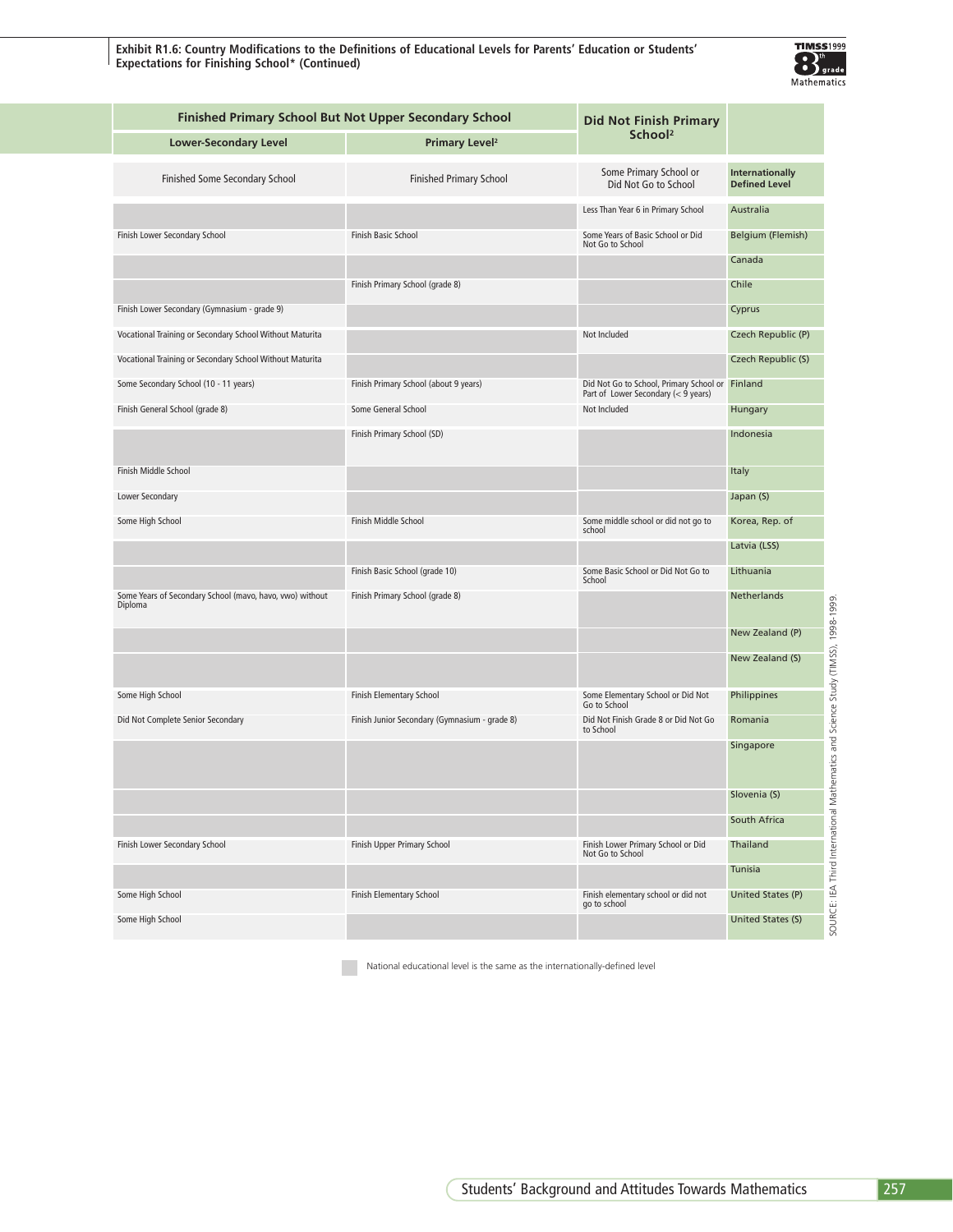**Exhibit R1.6: Country Modifications to the Definitions of Educational Levels for Parents' Education or Students' Expectations for Finishing School* (Continued)**

| Finished Primary School But Not Upper Secondary School | | Did Not Finish Primary School[2] | |
|---|---|---|---|
| Lower-Secondary Level | Primary Level[2] | | |
| Finished Some Secondary School | Finished Primary School | Some Primary School or Did Not Go to School | **Internationally Defined Level** |
| | | Less Than Year 6 in Primary School | Australia |
| Finish Lower Secondary School | Finish Basic School | Some Years of Basic School or Did Not Go to School | Belgium (Flemish) |
| | | | Canada |
| | Finish Primary School (grade 8) | | Chile |
| Finish Lower Secondary (Gymnasium - grade 9) | | | Cyprus |
| Vocational Training or Secondary School Without Maturita | | Not Included | Czech Republic (P) |
| Vocational Training or Secondary School Without Maturita | | | Czech Republic (S) |
| Some Secondary School (10 - 11 years) | Finish Primary School (about 9 years) | Did Not Go to School, Primary School or Part of Lower Secondary (< 9 years) | Finland |
| Finish General School (grade 8) | Some General School | Not Included | Hungary |
| | Finish Primary School (SD) | | Indonesia |
| Finish Middle School | | | Italy |
| Lower Secondary | | | Japan (S) |
| Some High School | Finish Middle School | Some middle school or did not go to school | Korea, Rep. of |
| | | | Latvia (LSS) |
| | Finish Basic School (grade 10) | Some Basic School or Did Not Go to School | Lithuania |
| Some Years of Secondary School (mavo, havo, vwo) without Diploma | Finish Primary School (grade 8) | | Netherlands |
| | | | New Zealand (P) |
| | | | New Zealand (S) |
| Some High School | Finish Elementary School | Some Elementary School or Did Not Go to School | Philippines |
| Did Not Complete Senior Secondary | Finish Junior Secondary (Gymnasium - grade 8) | Did Not Finish Grade 8 or Did Not Go to School | Romania |
| | | | Singapore |
| | | | Slovenia (S) |
| | | | South Africa |
| Finish Lower Secondary School | Finish Upper Primary School | Finish Lower Primary School or Did Not Go to School | Thailand |
| | | | Tunisia |
| Some High School | Finish Elementary School | Finish elementary school or did not go to school | United States (P) |
| Some High School | | | United States (S) |

National educational level is the same as the internationally-defined level

SOURCE: IEA Third International Mathematics and Science Study (TIMSS), 1998-1999.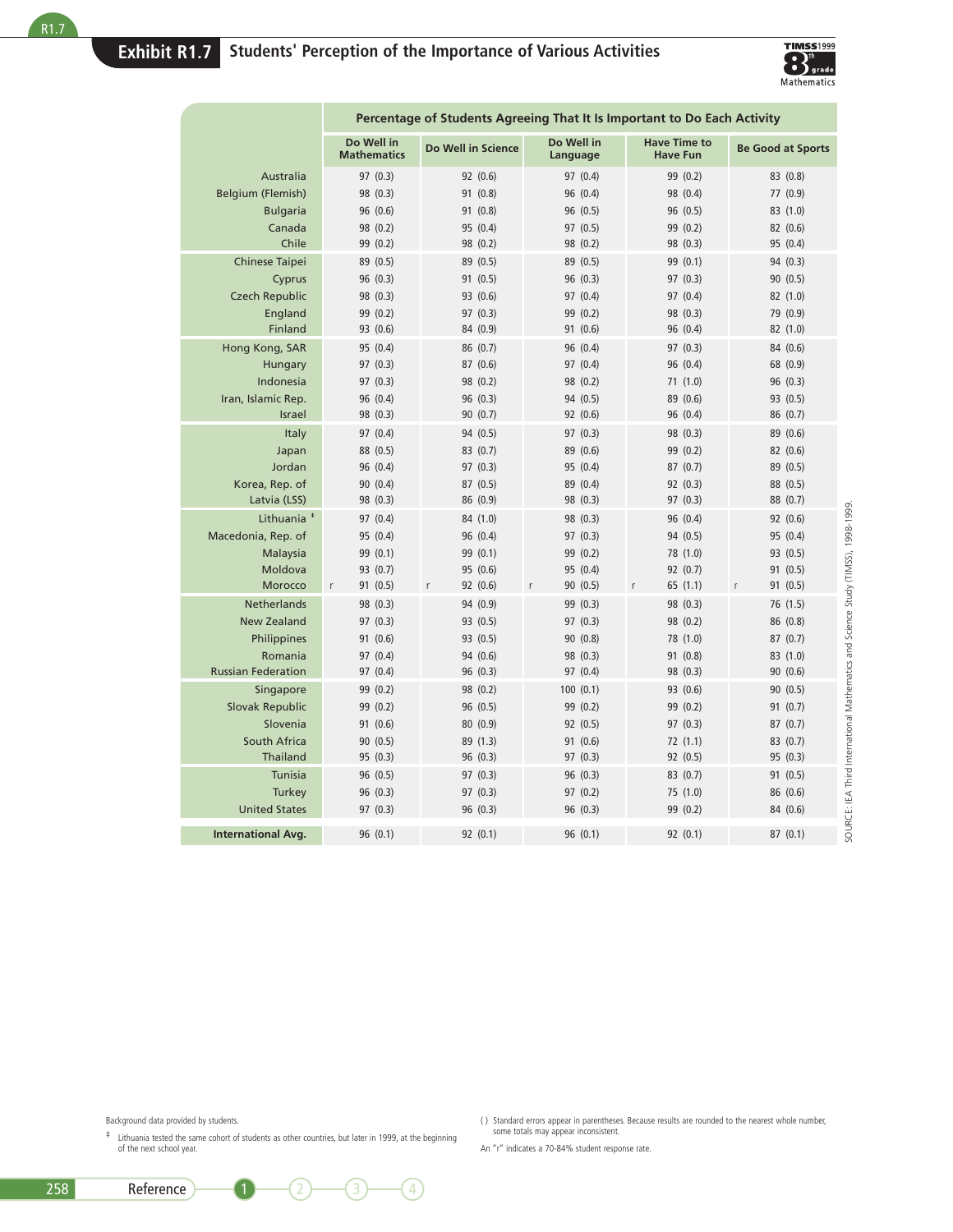## Exhibit R1.7 Students' Perception of the Importance of Various Activities

| | Percentage of Students Agreeing That It Is Important to Do Each Activity | | | | |
|---|---|---|---|---|---|
| | Do Well in Mathematics | Do Well in Science | Do Well in Language | Have Time to Have Fun | Be Good at Sports |
| Australia | 97 (0.3) | 92 (0.6) | 97 (0.4) | 99 (0.2) | 83 (0.8) |
| Belgium (Flemish) | 98 (0.3) | 91 (0.8) | 96 (0.4) | 98 (0.4) | 77 (0.9) |
| Bulgaria | 96 (0.6) | 91 (0.8) | 96 (0.5) | 96 (0.5) | 83 (1.0) |
| Canada | 98 (0.2) | 95 (0.4) | 97 (0.5) | 99 (0.2) | 82 (0.6) |
| Chile | 99 (0.2) | 98 (0.2) | 98 (0.2) | 98 (0.3) | 95 (0.4) |
| Chinese Taipei | 89 (0.5) | 89 (0.5) | 89 (0.5) | 99 (0.1) | 94 (0.3) |
| Cyprus | 96 (0.3) | 91 (0.5) | 96 (0.3) | 97 (0.3) | 90 (0.5) |
| Czech Republic | 98 (0.3) | 93 (0.6) | 97 (0.4) | 97 (0.4) | 82 (1.0) |
| England | 99 (0.2) | 97 (0.3) | 99 (0.2) | 98 (0.3) | 79 (0.9) |
| Finland | 93 (0.6) | 84 (0.9) | 91 (0.6) | 96 (0.4) | 82 (1.0) |
| Hong Kong, SAR | 95 (0.4) | 86 (0.7) | 96 (0.4) | 97 (0.3) | 84 (0.6) |
| Hungary | 97 (0.3) | 87 (0.6) | 97 (0.4) | 96 (0.4) | 68 (0.9) |
| Indonesia | 97 (0.3) | 98 (0.2) | 98 (0.2) | 71 (1.0) | 96 (0.3) |
| Iran, Islamic Rep. | 96 (0.4) | 96 (0.3) | 94 (0.5) | 89 (0.6) | 93 (0.5) |
| Israel | 98 (0.3) | 90 (0.7) | 92 (0.6) | 96 (0.4) | 86 (0.7) |
| Italy | 97 (0.4) | 94 (0.5) | 97 (0.3) | 98 (0.3) | 89 (0.6) |
| Japan | 88 (0.5) | 83 (0.7) | 89 (0.6) | 99 (0.2) | 82 (0.6) |
| Jordan | 96 (0.4) | 97 (0.3) | 95 (0.4) | 87 (0.7) | 89 (0.5) |
| Korea, Rep. of | 90 (0.4) | 87 (0.5) | 89 (0.4) | 92 (0.3) | 88 (0.5) |
| Latvia (LSS) | 98 (0.3) | 86 (0.9) | 98 (0.3) | 97 (0.3) | 88 (0.7) |
| Lithuania ‡ | 97 (0.4) | 84 (1.0) | 98 (0.3) | 96 (0.4) | 92 (0.6) |
| Macedonia, Rep. of | 95 (0.4) | 96 (0.4) | 97 (0.3) | 94 (0.5) | 95 (0.4) |
| Malaysia | 99 (0.1) | 99 (0.1) | 99 (0.2) | 78 (1.0) | 93 (0.5) |
| Moldova | 93 (0.7) | 95 (0.6) | 95 (0.4) | 92 (0.7) | 91 (0.5) |
| Morocco | r 91 (0.5) | r 92 (0.6) | r 90 (0.5) | r 65 (1.1) | r 91 (0.5) |
| Netherlands | 98 (0.3) | 94 (0.9) | 99 (0.3) | 98 (0.3) | 76 (1.5) |
| New Zealand | 97 (0.3) | 93 (0.5) | 97 (0.3) | 98 (0.2) | 86 (0.8) |
| Philippines | 91 (0.6) | 93 (0.5) | 90 (0.8) | 78 (1.0) | 87 (0.7) |
| Romania | 97 (0.4) | 94 (0.6) | 98 (0.3) | 91 (0.8) | 83 (1.0) |
| Russian Federation | 97 (0.4) | 96 (0.3) | 97 (0.4) | 98 (0.3) | 90 (0.6) |
| Singapore | 99 (0.2) | 98 (0.2) | 100 (0.1) | 93 (0.6) | 90 (0.5) |
| Slovak Republic | 99 (0.2) | 96 (0.5) | 99 (0.2) | 99 (0.2) | 91 (0.7) |
| Slovenia | 91 (0.6) | 80 (0.9) | 92 (0.5) | 97 (0.3) | 87 (0.7) |
| South Africa | 90 (0.5) | 89 (1.3) | 91 (0.6) | 72 (1.1) | 83 (0.7) |
| Thailand | 95 (0.3) | 96 (0.3) | 97 (0.3) | 92 (0.5) | 95 (0.3) |
| Tunisia | 96 (0.5) | 97 (0.3) | 96 (0.3) | 83 (0.7) | 91 (0.5) |
| Turkey | 96 (0.3) | 97 (0.3) | 97 (0.2) | 75 (1.0) | 86 (0.6) |
| United States | 97 (0.3) | 96 (0.3) | 96 (0.3) | 99 (0.2) | 84 (0.6) |
| **International Avg.** | 96 (0.1) | 92 (0.1) | 96 (0.1) | 92 (0.1) | 87 (0.1) |

SOURCE: IEA Third International Mathematics and Science Study (TIMSS), 1998-1999.

Background data provided by students.

‡ Lithuania tested the same cohort of students as other countries, but later in 1999, at the beginning of the next school year.

( ) Standard errors appear in parentheses. Because results are rounded to the nearest whole number, some totals may appear inconsistent.

An "r" indicates a 70-84% student response rate.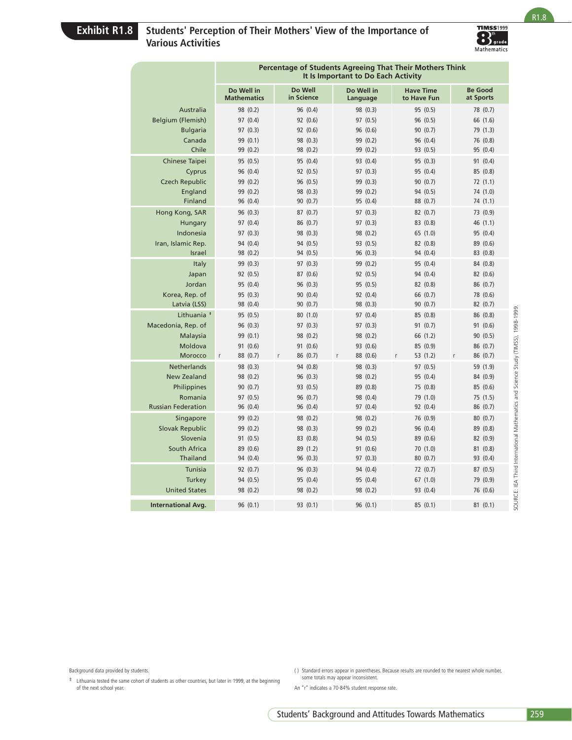## Exhibit R1.8 Students' Perception of Their Mothers' View of the Importance of Various Activities

| | Percentage of Students Agreeing That Their Mothers Think It Is Important to Do Each Activity | | | | |
|---|---|---|---|---|---|
| | Do Well in Mathematics | Do Well in Science | Do Well in Language | Have Time to Have Fun | Be Good at Sports |
| Australia | 98 (0.2) | 96 (0.4) | 98 (0.3) | 95 (0.5) | 78 (0.7) |
| Belgium (Flemish) | 97 (0.4) | 92 (0.6) | 97 (0.5) | 96 (0.5) | 66 (1.6) |
| Bulgaria | 97 (0.3) | 92 (0.6) | 96 (0.6) | 90 (0.7) | 79 (1.3) |
| Canada | 99 (0.1) | 98 (0.3) | 99 (0.2) | 96 (0.4) | 76 (0.8) |
| Chile | 99 (0.2) | 98 (0.2) | 99 (0.2) | 93 (0.5) | 95 (0.4) |
| Chinese Taipei | 95 (0.5) | 95 (0.4) | 93 (0.4) | 95 (0.3) | 91 (0.4) |
| Cyprus | 96 (0.4) | 92 (0.5) | 97 (0.3) | 95 (0.4) | 85 (0.8) |
| Czech Republic | 99 (0.2) | 96 (0.5) | 99 (0.3) | 90 (0.7) | 72 (1.1) |
| England | 99 (0.2) | 98 (0.3) | 99 (0.2) | 94 (0.5) | 74 (1.0) |
| Finland | 96 (0.4) | 90 (0.7) | 95 (0.4) | 88 (0.7) | 74 (1.1) |
| Hong Kong, SAR | 96 (0.3) | 87 (0.7) | 97 (0.3) | 82 (0.7) | 73 (0.9) |
| Hungary | 97 (0.4) | 86 (0.7) | 97 (0.3) | 83 (0.8) | 46 (1.1) |
| Indonesia | 97 (0.3) | 98 (0.3) | 98 (0.2) | 65 (1.0) | 95 (0.4) |
| Iran, Islamic Rep. | 94 (0.4) | 94 (0.5) | 93 (0.5) | 82 (0.8) | 89 (0.6) |
| Israel | 98 (0.2) | 94 (0.5) | 96 (0.3) | 94 (0.4) | 83 (0.8) |
| Italy | 99 (0.3) | 97 (0.3) | 99 (0.2) | 95 (0.4) | 84 (0.8) |
| Japan | 92 (0.5) | 87 (0.6) | 92 (0.5) | 94 (0.4) | 82 (0.6) |
| Jordan | 95 (0.4) | 96 (0.3) | 95 (0.5) | 82 (0.8) | 86 (0.7) |
| Korea, Rep. of | 95 (0.3) | 90 (0.4) | 92 (0.4) | 66 (0.7) | 78 (0.6) |
| Latvia (LSS) | 98 (0.4) | 90 (0.7) | 98 (0.3) | 90 (0.7) | 82 (0.7) |
| Lithuania ‡ | 95 (0.5) | 80 (1.0) | 97 (0.4) | 85 (0.8) | 86 (0.8) |
| Macedonia, Rep. of | 96 (0.3) | 97 (0.3) | 97 (0.3) | 91 (0.7) | 91 (0.6) |
| Malaysia | 99 (0.1) | 98 (0.2) | 98 (0.2) | 66 (1.2) | 90 (0.5) |
| Moldova | 91 (0.6) | 91 (0.6) | 93 (0.6) | 85 (0.9) | 86 (0.7) |
| Morocco | r 88 (0.7) | r 86 (0.7) | r 88 (0.6) | r 53 (1.2) | r 86 (0.7) |
| Netherlands | 98 (0.3) | 94 (0.8) | 98 (0.3) | 97 (0.5) | 59 (1.9) |
| New Zealand | 98 (0.2) | 96 (0.3) | 98 (0.2) | 95 (0.4) | 84 (0.9) |
| Philippines | 90 (0.7) | 93 (0.5) | 89 (0.8) | 75 (0.8) | 85 (0.6) |
| Romania | 97 (0.5) | 96 (0.7) | 98 (0.4) | 79 (1.0) | 75 (1.5) |
| Russian Federation | 96 (0.4) | 96 (0.4) | 97 (0.4) | 92 (0.4) | 86 (0.7) |
| Singapore | 99 (0.2) | 98 (0.2) | 98 (0.2) | 76 (0.9) | 80 (0.7) |
| Slovak Republic | 99 (0.2) | 98 (0.3) | 99 (0.2) | 96 (0.4) | 89 (0.8) |
| Slovenia | 91 (0.5) | 83 (0.8) | 94 (0.5) | 89 (0.6) | 82 (0.9) |
| South Africa | 89 (0.6) | 89 (1.2) | 91 (0.6) | 70 (1.0) | 81 (0.8) |
| Thailand | 94 (0.4) | 96 (0.3) | 97 (0.3) | 80 (0.7) | 93 (0.4) |
| Tunisia | 92 (0.7) | 96 (0.3) | 94 (0.4) | 72 (0.7) | 87 (0.5) |
| Turkey | 94 (0.5) | 95 (0.4) | 95 (0.4) | 67 (1.0) | 79 (0.9) |
| United States | 98 (0.2) | 98 (0.2) | 98 (0.2) | 93 (0.4) | 76 (0.6) |
| **International Avg.** | 96 (0.1) | 93 (0.1) | 96 (0.1) | 85 (0.1) | 81 (0.1) |

SOURCE: IEA Third International Mathematics and Science Study (TIMSS), 1998-1999.

Background data provided by students.

‡ Lithuania tested the same cohort of students as other countries, but later in 1999, at the beginning of the next school year.

( ) Standard errors appear in parentheses. Because results are rounded to the nearest whole number, some totals may appear inconsistent.

An "r" indicates a 70-84% student response rate.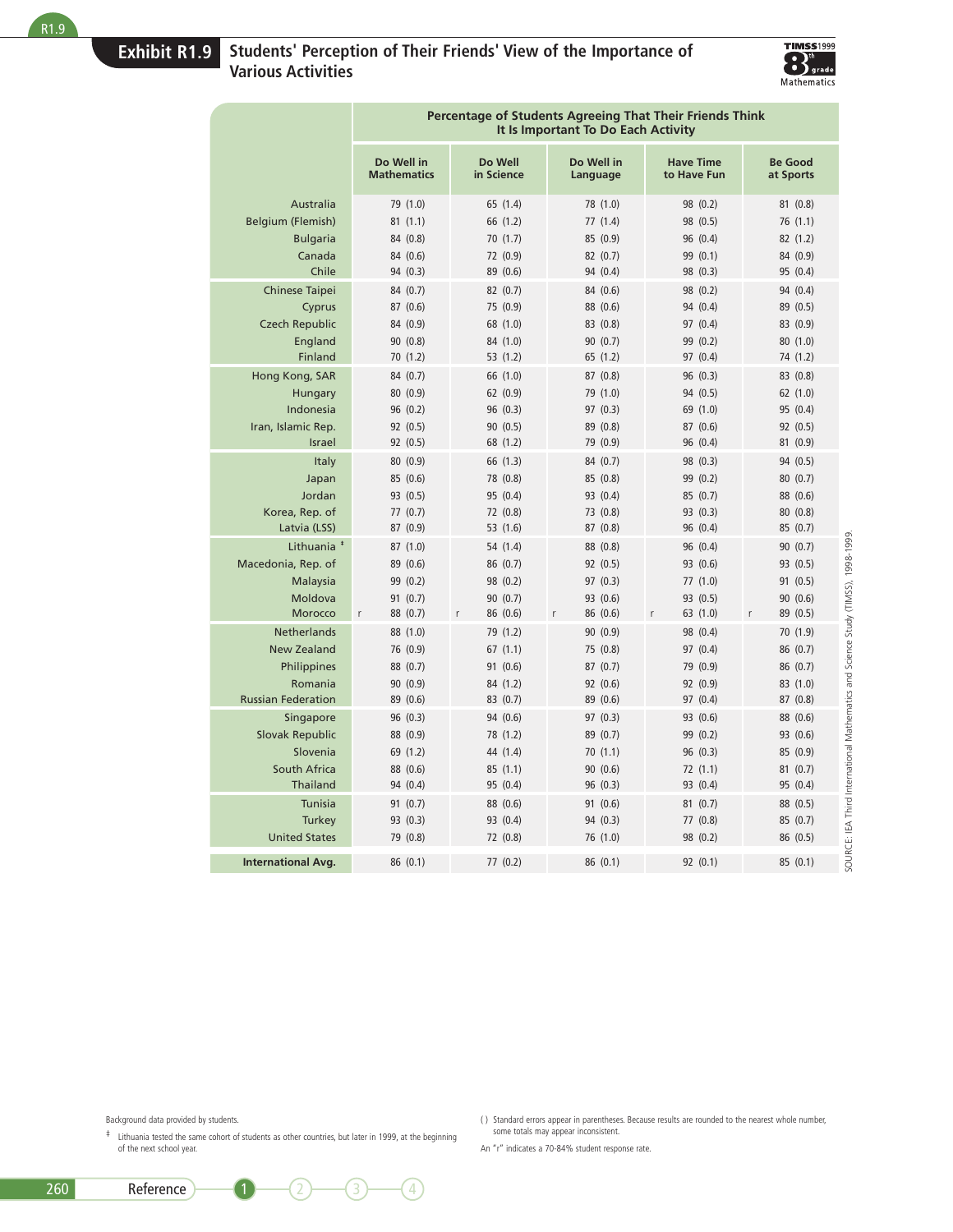# Exhibit R1.9 Students' Perception of Their Friends' View of the Importance of Various Activities

| | Percentage of Students Agreeing That Their Friends Think It Is Important To Do Each Activity | | | | |
|---|---|---|---|---|---|
| | Do Well in Mathematics | Do Well in Science | Do Well in Language | Have Time to Have Fun | Be Good at Sports |
| Australia | 79 (1.0) | 65 (1.4) | 78 (1.0) | 98 (0.2) | 81 (0.8) |
| Belgium (Flemish) | 81 (1.1) | 66 (1.2) | 77 (1.4) | 98 (0.5) | 76 (1.1) |
| Bulgaria | 84 (0.8) | 70 (1.7) | 85 (0.9) | 96 (0.4) | 82 (1.2) |
| Canada | 84 (0.6) | 72 (0.9) | 82 (0.7) | 99 (0.1) | 84 (0.9) |
| Chile | 94 (0.3) | 89 (0.6) | 94 (0.4) | 98 (0.3) | 95 (0.4) |
| Chinese Taipei | 84 (0.7) | 82 (0.7) | 84 (0.6) | 98 (0.2) | 94 (0.4) |
| Cyprus | 87 (0.6) | 75 (0.9) | 88 (0.6) | 94 (0.4) | 89 (0.5) |
| Czech Republic | 84 (0.9) | 68 (1.0) | 83 (0.8) | 97 (0.4) | 83 (0.9) |
| England | 90 (0.8) | 84 (1.0) | 90 (0.7) | 99 (0.2) | 80 (1.0) |
| Finland | 70 (1.2) | 53 (1.2) | 65 (1.2) | 97 (0.4) | 74 (1.2) |
| Hong Kong, SAR | 84 (0.7) | 66 (1.0) | 87 (0.8) | 96 (0.3) | 83 (0.8) |
| Hungary | 80 (0.9) | 62 (0.9) | 79 (1.0) | 94 (0.5) | 62 (1.0) |
| Indonesia | 96 (0.2) | 96 (0.3) | 97 (0.3) | 69 (1.0) | 95 (0.4) |
| Iran, Islamic Rep. | 92 (0.5) | 90 (0.5) | 89 (0.8) | 87 (0.6) | 92 (0.5) |
| Israel | 92 (0.5) | 68 (1.2) | 79 (0.9) | 96 (0.4) | 81 (0.9) |
| Italy | 80 (0.9) | 66 (1.3) | 84 (0.7) | 98 (0.3) | 94 (0.5) |
| Japan | 85 (0.6) | 78 (0.8) | 85 (0.8) | 99 (0.2) | 80 (0.7) |
| Jordan | 93 (0.5) | 95 (0.4) | 93 (0.4) | 85 (0.7) | 88 (0.6) |
| Korea, Rep. of | 77 (0.7) | 72 (0.8) | 73 (0.8) | 93 (0.3) | 80 (0.8) |
| Latvia (LSS) | 87 (0.9) | 53 (1.6) | 87 (0.8) | 96 (0.4) | 85 (0.7) |
| Lithuania ‡ | 87 (1.0) | 54 (1.4) | 88 (0.8) | 96 (0.4) | 90 (0.7) |
| Macedonia, Rep. of | 89 (0.6) | 86 (0.7) | 92 (0.5) | 93 (0.6) | 93 (0.5) |
| Malaysia | 99 (0.2) | 98 (0.2) | 97 (0.3) | 77 (1.0) | 91 (0.5) |
| Moldova | 91 (0.7) | 90 (0.7) | 93 (0.6) | 93 (0.5) | 90 (0.6) |
| Morocco | r 88 (0.7) | r 86 (0.6) | r 86 (0.6) | r 63 (1.0) | r 89 (0.5) |
| Netherlands | 88 (1.0) | 79 (1.2) | 90 (0.9) | 98 (0.4) | 70 (1.9) |
| New Zealand | 76 (0.9) | 67 (1.1) | 75 (0.8) | 97 (0.4) | 86 (0.7) |
| Philippines | 88 (0.7) | 91 (0.6) | 87 (0.7) | 79 (0.9) | 86 (0.7) |
| Romania | 90 (0.9) | 84 (1.2) | 92 (0.6) | 92 (0.9) | 83 (1.0) |
| Russian Federation | 89 (0.6) | 83 (0.7) | 89 (0.6) | 97 (0.4) | 87 (0.8) |
| Singapore | 96 (0.3) | 94 (0.6) | 97 (0.3) | 93 (0.6) | 88 (0.6) |
| Slovak Republic | 88 (0.9) | 78 (1.2) | 89 (0.7) | 99 (0.2) | 93 (0.6) |
| Slovenia | 69 (1.2) | 44 (1.4) | 70 (1.1) | 96 (0.3) | 85 (0.9) |
| South Africa | 88 (0.6) | 85 (1.1) | 90 (0.6) | 72 (1.1) | 81 (0.7) |
| Thailand | 94 (0.4) | 95 (0.4) | 96 (0.3) | 93 (0.4) | 95 (0.4) |
| Tunisia | 91 (0.7) | 88 (0.6) | 91 (0.6) | 81 (0.7) | 88 (0.5) |
| Turkey | 93 (0.3) | 93 (0.4) | 94 (0.3) | 77 (0.8) | 85 (0.7) |
| United States | 79 (0.8) | 72 (0.8) | 76 (1.0) | 98 (0.2) | 86 (0.5) |
| **International Avg.** | 86 (0.1) | 77 (0.2) | 86 (0.1) | 92 (0.1) | 85 (0.1) |

SOURCE: IEA Third International Mathematics and Science Study (TIMSS), 1998-1999.

Background data provided by students.

‡ Lithuania tested the same cohort of students as other countries, but later in 1999, at the beginning of the next school year.

( ) Standard errors appear in parentheses. Because results are rounded to the nearest whole number, some totals may appear inconsistent.

An "r" indicates a 70-84% student response rate.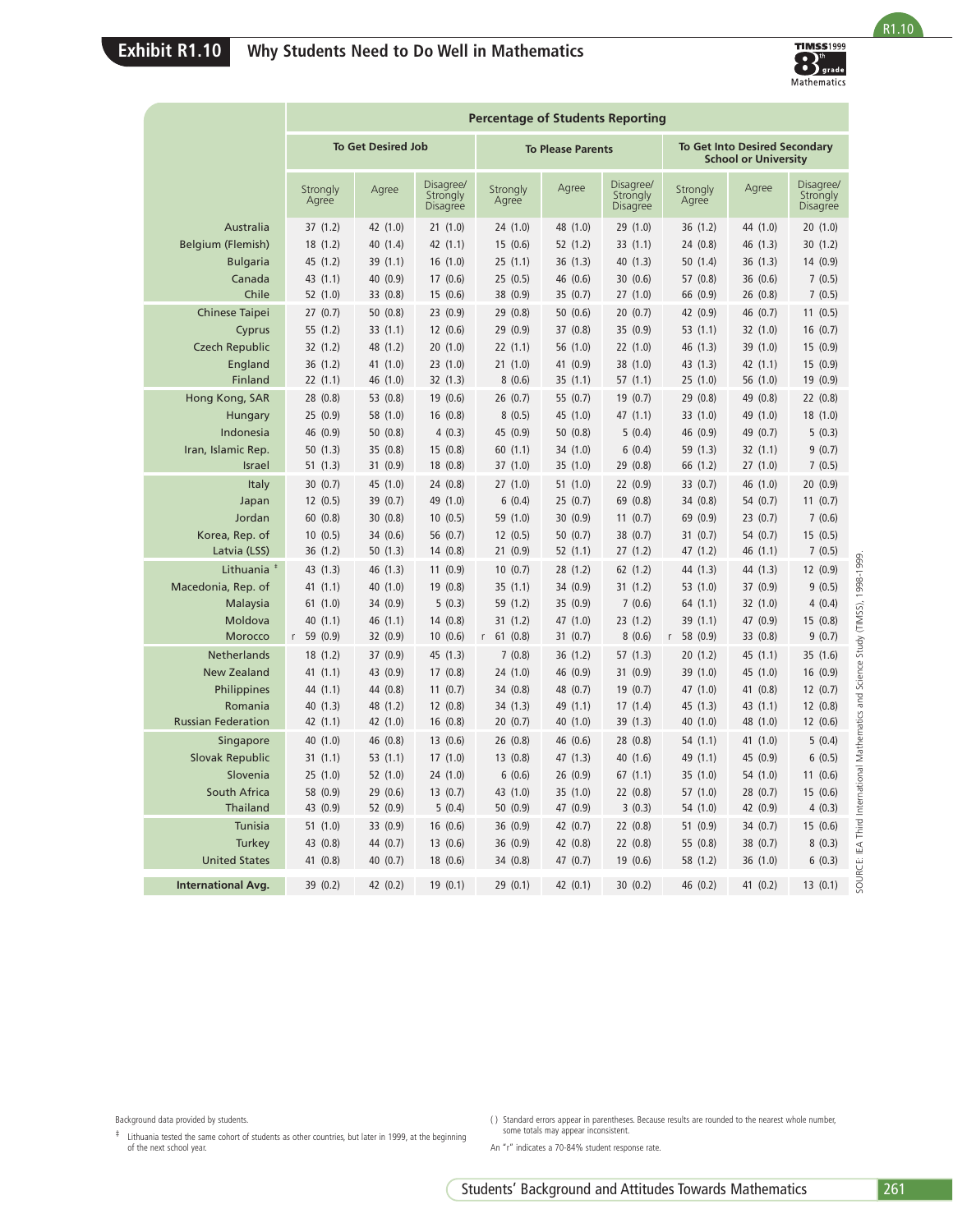# Exhibit R1.10 Why Students Need to Do Well in Mathematics

| | Percentage of Students Reporting | | | | | | | | |
|---|---|---|---|---|---|---|---|---|---|
| | To Get Desired Job | | | To Please Parents | | | To Get Into Desired Secondary School or University | | |
| | Strongly Agree | Agree | Disagree/ Strongly Disagree | Strongly Agree | Agree | Disagree/ Strongly Disagree | Strongly Agree | Agree | Disagree/ Strongly Disagree |
| Australia | 37 (1.2) | 42 (1.0) | 21 (1.0) | 24 (1.0) | 48 (1.0) | 29 (1.0) | 36 (1.2) | 44 (1.0) | 20 (1.0) |
| Belgium (Flemish) | 18 (1.2) | 40 (1.4) | 42 (1.1) | 15 (0.6) | 52 (1.2) | 33 (1.1) | 24 (0.8) | 46 (1.3) | 30 (1.2) |
| Bulgaria | 45 (1.2) | 39 (1.1) | 16 (1.0) | 25 (1.1) | 36 (1.3) | 40 (1.3) | 50 (1.4) | 36 (1.3) | 14 (0.9) |
| Canada | 43 (1.1) | 40 (0.9) | 17 (0.6) | 25 (0.5) | 46 (0.6) | 30 (0.6) | 57 (0.8) | 36 (0.6) | 7 (0.5) |
| Chile | 52 (1.0) | 33 (0.8) | 15 (0.6) | 38 (0.9) | 35 (0.7) | 27 (1.0) | 66 (0.9) | 26 (0.8) | 7 (0.5) |
| Chinese Taipei | 27 (0.7) | 50 (0.8) | 23 (0.9) | 29 (0.8) | 50 (0.6) | 20 (0.7) | 42 (0.9) | 46 (0.7) | 11 (0.5) |
| Cyprus | 55 (1.2) | 33 (1.1) | 12 (0.6) | 29 (0.9) | 37 (0.8) | 35 (0.9) | 53 (1.1) | 32 (1.0) | 16 (0.7) |
| Czech Republic | 32 (1.2) | 48 (1.2) | 20 (1.0) | 22 (1.1) | 56 (1.0) | 22 (1.0) | 46 (1.3) | 39 (1.0) | 15 (0.9) |
| England | 36 (1.2) | 41 (1.0) | 23 (1.0) | 21 (1.0) | 41 (0.9) | 38 (1.0) | 43 (1.3) | 42 (1.1) | 15 (0.9) |
| Finland | 22 (1.1) | 46 (1.0) | 32 (1.3) | 8 (0.6) | 35 (1.1) | 57 (1.1) | 25 (1.0) | 56 (1.0) | 19 (0.9) |
| Hong Kong, SAR | 28 (0.8) | 53 (0.8) | 19 (0.6) | 26 (0.7) | 55 (0.7) | 19 (0.7) | 29 (0.8) | 49 (0.8) | 22 (0.8) |
| Hungary | 25 (0.9) | 58 (1.0) | 16 (0.8) | 8 (0.5) | 45 (1.0) | 47 (1.1) | 33 (1.0) | 49 (1.0) | 18 (1.0) |
| Indonesia | 46 (0.9) | 50 (0.8) | 4 (0.3) | 45 (0.9) | 50 (0.8) | 5 (0.4) | 46 (0.9) | 49 (0.7) | 5 (0.3) |
| Iran, Islamic Rep. | 50 (1.3) | 35 (0.8) | 15 (0.8) | 60 (1.1) | 34 (1.0) | 6 (0.4) | 59 (1.3) | 32 (1.1) | 9 (0.7) |
| Israel | 51 (1.3) | 31 (0.9) | 18 (0.8) | 37 (1.0) | 35 (1.0) | 29 (0.8) | 66 (1.2) | 27 (1.0) | 7 (0.5) |
| Italy | 30 (0.7) | 45 (1.0) | 24 (0.8) | 27 (1.0) | 51 (1.0) | 22 (0.9) | 33 (0.7) | 46 (1.0) | 20 (0.9) |
| Japan | 12 (0.5) | 39 (0.7) | 49 (1.0) | 6 (0.4) | 25 (0.7) | 69 (0.8) | 34 (0.8) | 54 (0.7) | 11 (0.7) |
| Jordan | 60 (0.8) | 30 (0.8) | 10 (0.5) | 59 (1.0) | 30 (0.9) | 11 (0.7) | 69 (0.9) | 23 (0.7) | 7 (0.6) |
| Korea, Rep. of | 10 (0.5) | 34 (0.6) | 56 (0.7) | 12 (0.5) | 50 (0.7) | 38 (0.7) | 31 (0.7) | 54 (0.7) | 15 (0.5) |
| Latvia (LSS) | 36 (1.2) | 50 (1.3) | 14 (0.8) | 21 (0.9) | 52 (1.1) | 27 (1.2) | 47 (1.2) | 46 (1.1) | 7 (0.5) |
| Lithuania ‡ | 43 (1.3) | 46 (1.3) | 11 (0.9) | 10 (0.7) | 28 (1.2) | 62 (1.2) | 44 (1.3) | 44 (1.3) | 12 (0.9) |
| Macedonia, Rep. of | 41 (1.1) | 40 (1.0) | 19 (0.8) | 35 (1.1) | 34 (0.9) | 31 (1.2) | 53 (1.0) | 37 (0.9) | 9 (0.5) |
| Malaysia | 61 (1.0) | 34 (0.9) | 5 (0.3) | 59 (1.2) | 35 (0.9) | 7 (0.6) | 64 (1.1) | 32 (1.0) | 4 (0.4) |
| Moldova | 40 (1.1) | 46 (1.1) | 14 (0.8) | 31 (1.2) | 47 (1.0) | 23 (1.2) | 39 (1.1) | 47 (0.9) | 15 (0.8) |
| Morocco | r 59 (0.9) | 32 (0.9) | 10 (0.6) | r 61 (0.8) | 31 (0.7) | 8 (0.6) | r 58 (0.9) | 33 (0.8) | 9 (0.7) |
| Netherlands | 18 (1.2) | 37 (0.9) | 45 (1.3) | 7 (0.8) | 36 (1.2) | 57 (1.3) | 20 (1.2) | 45 (1.1) | 35 (1.6) |
| New Zealand | 41 (1.1) | 43 (0.9) | 17 (0.8) | 24 (1.0) | 46 (0.9) | 31 (0.9) | 39 (1.0) | 45 (1.0) | 16 (0.9) |
| Philippines | 44 (1.1) | 44 (0.8) | 11 (0.7) | 34 (0.8) | 48 (0.7) | 19 (0.7) | 47 (1.0) | 41 (0.8) | 12 (0.7) |
| Romania | 40 (1.3) | 48 (1.2) | 12 (0.8) | 34 (1.3) | 49 (1.1) | 17 (1.4) | 45 (1.3) | 43 (1.1) | 12 (0.8) |
| Russian Federation | 42 (1.1) | 42 (1.0) | 16 (0.8) | 20 (0.7) | 40 (1.0) | 39 (1.3) | 40 (1.0) | 48 (1.0) | 12 (0.6) |
| Singapore | 40 (1.0) | 46 (0.8) | 13 (0.6) | 26 (0.8) | 46 (0.6) | 28 (0.8) | 54 (1.1) | 41 (1.0) | 5 (0.4) |
| Slovak Republic | 31 (1.1) | 53 (1.1) | 17 (1.0) | 13 (0.8) | 47 (1.3) | 40 (1.6) | 49 (1.1) | 45 (0.9) | 6 (0.5) |
| Slovenia | 25 (1.0) | 52 (1.0) | 24 (1.0) | 6 (0.6) | 26 (0.9) | 67 (1.1) | 35 (1.0) | 54 (1.0) | 11 (0.6) |
| South Africa | 58 (0.9) | 29 (0.6) | 13 (0.7) | 43 (1.0) | 35 (1.0) | 22 (0.8) | 57 (1.0) | 28 (0.7) | 15 (0.6) |
| Thailand | 43 (0.9) | 52 (0.9) | 5 (0.4) | 50 (0.9) | 47 (0.9) | 3 (0.3) | 54 (1.0) | 42 (0.9) | 4 (0.3) |
| Tunisia | 51 (1.0) | 33 (0.9) | 16 (0.6) | 36 (0.9) | 42 (0.7) | 22 (0.8) | 51 (0.9) | 34 (0.7) | 15 (0.6) |
| Turkey | 43 (0.8) | 44 (0.7) | 13 (0.6) | 36 (0.9) | 42 (0.8) | 22 (0.8) | 55 (0.8) | 38 (0.7) | 8 (0.3) |
| United States | 41 (0.8) | 40 (0.7) | 18 (0.6) | 34 (0.8) | 47 (0.7) | 19 (0.6) | 58 (1.2) | 36 (1.0) | 6 (0.3) |
| **International Avg.** | 39 (0.2) | 42 (0.2) | 19 (0.1) | 29 (0.1) | 42 (0.1) | 30 (0.2) | 46 (0.2) | 41 (0.2) | 13 (0.1) |

SOURCE: IEA Third International Mathematics and Science Study (TIMSS), 1998-1999.

Background data provided by students.

‡ Lithuania tested the same cohort of students as other countries, but later in 1999, at the beginning of the next school year.

( ) Standard errors appear in parentheses. Because results are rounded to the nearest whole number, some totals may appear inconsistent.

An "r" indicates a 70-84% student response rate.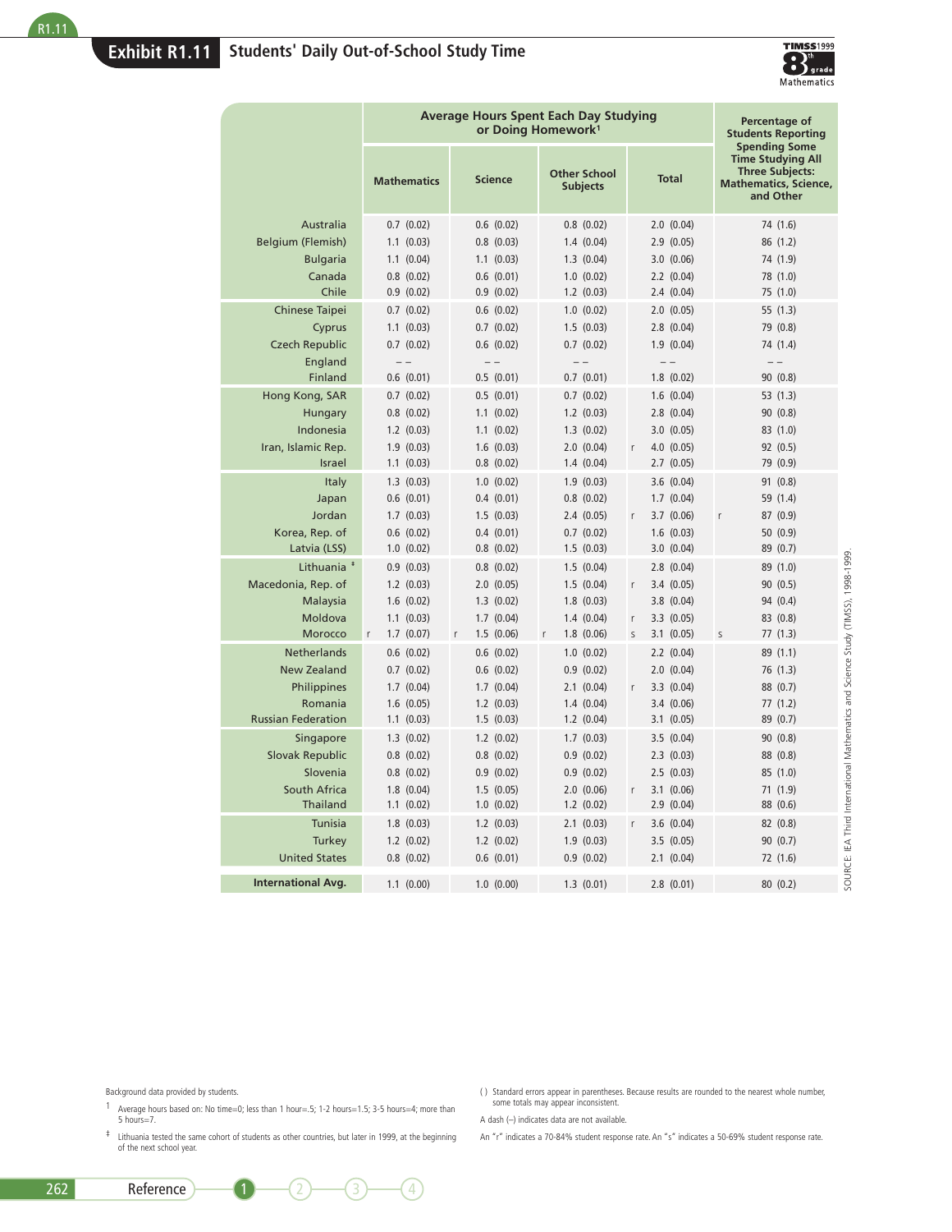## Exhibit R1.11 Students' Daily Out-of-School Study Time

| Country | Average Hours Spent Each Day Studying or Doing Homework[1] | | | | Percentage of Students Reporting Spending Some Time Studying All Three Subjects: Mathematics, Science, and Other |
|---|---|---|---|---|---|
| | Mathematics | Science | Other School Subjects | Total | |
| Australia | 0.7 (0.02) | 0.6 (0.02) | 0.8 (0.02) | 2.0 (0.04) | 74 (1.6) |
| Belgium (Flemish) | 1.1 (0.03) | 0.8 (0.03) | 1.4 (0.04) | 2.9 (0.05) | 86 (1.2) |
| Bulgaria | 1.1 (0.04) | 1.1 (0.03) | 1.3 (0.04) | 3.0 (0.06) | 74 (1.9) |
| Canada | 0.8 (0.02) | 0.6 (0.01) | 1.0 (0.02) | 2.2 (0.04) | 78 (1.0) |
| Chile | 0.9 (0.02) | 0.9 (0.02) | 1.2 (0.03) | 2.4 (0.04) | 75 (1.0) |
| Chinese Taipei | 0.7 (0.02) | 0.6 (0.02) | 1.0 (0.02) | 2.0 (0.05) | 55 (1.3) |
| Cyprus | 1.1 (0.03) | 0.7 (0.02) | 1.5 (0.03) | 2.8 (0.04) | 79 (0.8) |
| Czech Republic | 0.7 (0.02) | 0.6 (0.02) | 0.7 (0.02) | 1.9 (0.04) | 74 (1.4) |
| England | – – | – – | – – | – – | – – |
| Finland | 0.6 (0.01) | 0.5 (0.01) | 0.7 (0.01) | 1.8 (0.02) | 90 (0.8) |
| Hong Kong, SAR | 0.7 (0.02) | 0.5 (0.01) | 0.7 (0.02) | 1.6 (0.04) | 53 (1.3) |
| Hungary | 0.8 (0.02) | 1.1 (0.02) | 1.2 (0.03) | 2.8 (0.04) | 90 (0.8) |
| Indonesia | 1.2 (0.03) | 1.1 (0.02) | 1.3 (0.02) | 3.0 (0.05) | 83 (1.0) |
| Iran, Islamic Rep. | 1.9 (0.03) | 1.6 (0.03) | 2.0 (0.04) | r 4.0 (0.05) | 92 (0.5) |
| Israel | 1.1 (0.03) | 0.8 (0.02) | 1.4 (0.04) | 2.7 (0.05) | 79 (0.9) |
| Italy | 1.3 (0.03) | 1.0 (0.02) | 1.9 (0.03) | 3.6 (0.04) | 91 (0.8) |
| Japan | 0.6 (0.01) | 0.4 (0.01) | 0.8 (0.02) | 1.7 (0.04) | 59 (1.4) |
| Jordan | 1.7 (0.03) | 1.5 (0.03) | 2.4 (0.05) | r 3.7 (0.06) | r 87 (0.9) |
| Korea, Rep. of | 0.6 (0.02) | 0.4 (0.01) | 0.7 (0.02) | 1.6 (0.03) | 50 (0.9) |
| Latvia (LSS) | 1.0 (0.02) | 0.8 (0.02) | 1.5 (0.03) | 3.0 (0.04) | 89 (0.7) |
| Lithuania ‡ | 0.9 (0.03) | 0.8 (0.02) | 1.5 (0.04) | 2.8 (0.04) | 89 (1.0) |
| Macedonia, Rep. of | 1.2 (0.03) | 2.0 (0.05) | 1.5 (0.04) | r 3.4 (0.05) | 90 (0.5) |
| Malaysia | 1.6 (0.02) | 1.3 (0.02) | 1.8 (0.03) | 3.8 (0.04) | 94 (0.4) |
| Moldova | 1.1 (0.03) | 1.7 (0.04) | 1.4 (0.04) | r 3.3 (0.05) | 83 (0.8) |
| Morocco | r 1.7 (0.07) | r 1.5 (0.06) | r 1.8 (0.06) | s 3.1 (0.05) | s 77 (1.3) |
| Netherlands | 0.6 (0.02) | 0.6 (0.02) | 1.0 (0.02) | 2.2 (0.04) | 89 (1.1) |
| New Zealand | 0.7 (0.02) | 0.6 (0.02) | 0.9 (0.02) | 2.0 (0.04) | 76 (1.3) |
| Philippines | 1.7 (0.04) | 1.7 (0.04) | 2.1 (0.04) | r 3.3 (0.04) | 88 (0.7) |
| Romania | 1.6 (0.05) | 1.2 (0.03) | 1.4 (0.04) | 3.4 (0.06) | 77 (1.2) |
| Russian Federation | 1.1 (0.03) | 1.5 (0.03) | 1.2 (0.04) | 3.1 (0.05) | 89 (0.7) |
| Singapore | 1.3 (0.02) | 1.2 (0.02) | 1.7 (0.03) | 3.5 (0.04) | 90 (0.8) |
| Slovak Republic | 0.8 (0.02) | 0.8 (0.02) | 0.9 (0.02) | 2.3 (0.03) | 88 (0.8) |
| Slovenia | 0.8 (0.02) | 0.9 (0.02) | 0.9 (0.02) | 2.5 (0.03) | 85 (1.0) |
| South Africa | 1.8 (0.04) | 1.5 (0.05) | 2.0 (0.06) | r 3.1 (0.06) | 71 (1.9) |
| Thailand | 1.1 (0.02) | 1.0 (0.02) | 1.2 (0.02) | 2.9 (0.04) | 88 (0.6) |
| Tunisia | 1.8 (0.03) | 1.2 (0.03) | 2.1 (0.03) | r 3.6 (0.04) | 82 (0.8) |
| Turkey | 1.2 (0.02) | 1.2 (0.02) | 1.9 (0.03) | 3.5 (0.05) | 90 (0.7) |
| United States | 0.8 (0.02) | 0.6 (0.01) | 0.9 (0.02) | 2.1 (0.04) | 72 (1.6) |
| **International Avg.** | 1.1 (0.00) | 1.0 (0.00) | 1.3 (0.01) | 2.8 (0.01) | 80 (0.2) |

SOURCE: IEA Third International Mathematics and Science Study (TIMSS), 1998-1999.

Background data provided by students.

[1] Average hours based on: No time=0; less than 1 hour=.5; 1-2 hours=1.5; 3-5 hours=4; more than 5 hours=7.

‡ Lithuania tested the same cohort of students as other countries, but later in 1999, at the beginning of the next school year.

( ) Standard errors appear in parentheses. Because results are rounded to the nearest whole number, some totals may appear inconsistent.

A dash (–) indicates data are not available.

An "r" indicates a 70-84% student response rate. An "s" indicates a 50-69% student response rate.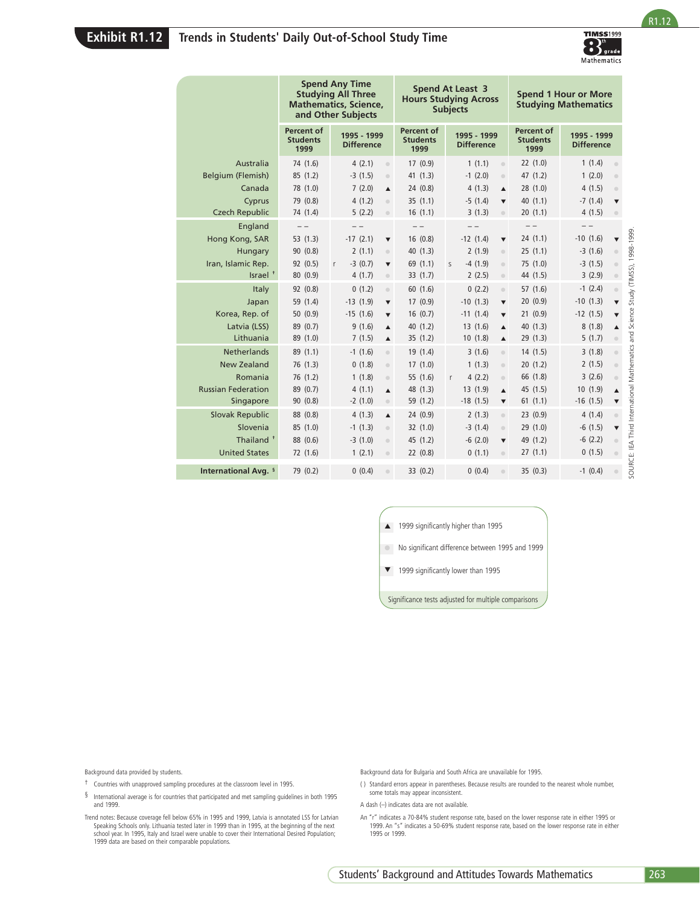## Exhibit R1.12 Trends in Students' Daily Out-of-School Study Time

| | Spend Any Time Studying All Three Mathematics, Science, and Other Subjects | | | Spend At Least 3 Hours Studying Across Subjects | | | Spend 1 Hour or More Studying Mathematics | | |
|---|---|---|---|---|---|---|---|---|---|
| | Percent of Students 1999 | 1995 - 1999 Difference | | Percent of Students 1999 | 1995 - 1999 Difference | | Percent of Students 1999 | 1995 - 1999 Difference | |
| Australia | 74 (1.6) | 4 (2.1) | ● | 17 (0.9) | 1 (1.1) | ● | 22 (1.0) | 1 (1.4) | ● |
| Belgium (Flemish) | 85 (1.2) | -3 (1.5) | ● | 41 (1.3) | -1 (2.0) | ● | 47 (1.2) | 1 (2.0) | ● |
| Canada | 78 (1.0) | 7 (2.0) | ▲ | 24 (0.8) | 4 (1.3) | ▲ | 28 (1.0) | 4 (1.5) | ● |
| Cyprus | 79 (0.8) | 4 (1.2) | ● | 35 (1.1) | -5 (1.4) | ▼ | 40 (1.1) | -7 (1.4) | ▼ |
| Czech Republic | 74 (1.4) | 5 (2.2) | ● | 16 (1.1) | 3 (1.3) | ● | 20 (1.1) | 4 (1.5) | ● |
| England | – – | – – | | – – | – – | | – – | – – | |
| Hong Kong, SAR | 53 (1.3) | -17 (2.1) | ▼ | 16 (0.8) | -12 (1.4) | ▼ | 24 (1.1) | -10 (1.6) | ▼ |
| Hungary | 90 (0.8) | 2 (1.1) | ● | 40 (1.3) | 2 (1.9) | ● | 25 (1.1) | -3 (1.6) | ● |
| Iran, Islamic Rep. | 92 (0.5) | r -3 (0.7) | ▼ | 69 (1.1) | s -4 (1.9) | ● | 75 (1.0) | -3 (1.5) | ● |
| Israel † | 80 (0.9) | 4 (1.7) | ● | 33 (1.7) | 2 (2.5) | ● | 44 (1.5) | 3 (2.9) | ● |
| Italy | 92 (0.8) | 0 (1.2) | ● | 60 (1.6) | 0 (2.2) | ● | 57 (1.6) | -1 (2.4) | ● |
| Japan | 59 (1.4) | -13 (1.9) | ▼ | 17 (0.9) | -10 (1.3) | ▼ | 20 (0.9) | -10 (1.3) | ▼ |
| Korea, Rep. of | 50 (0.9) | -15 (1.6) | ▼ | 16 (0.7) | -11 (1.4) | ▼ | 21 (0.9) | -12 (1.5) | ▼ |
| Latvia (LSS) | 89 (0.7) | 9 (1.6) | ▲ | 40 (1.2) | 13 (1.6) | ▲ | 40 (1.3) | 8 (1.8) | ▲ |
| Lithuania | 89 (1.0) | 7 (1.5) | ▲ | 35 (1.2) | 10 (1.8) | ▲ | 29 (1.3) | 5 (1.7) | ● |
| Netherlands | 89 (1.1) | -1 (1.6) | ● | 19 (1.4) | 3 (1.6) | ● | 14 (1.5) | 3 (1.8) | ● |
| New Zealand | 76 (1.3) | 0 (1.8) | ● | 17 (1.0) | 1 (1.3) | ● | 20 (1.2) | 2 (1.5) | ● |
| Romania | 76 (1.2) | 1 (1.8) | ● | 55 (1.6) | r 4 (2.2) | ● | 66 (1.8) | 3 (2.6) | ● |
| Russian Federation | 89 (0.7) | 4 (1.1) | ▲ | 48 (1.3) | 13 (1.9) | ▲ | 45 (1.5) | 10 (1.9) | ▲ |
| Singapore | 90 (0.8) | -2 (1.0) | ● | 59 (1.2) | -18 (1.5) | ▼ | 61 (1.1) | -16 (1.5) | ▼ |
| Slovak Republic | 88 (0.8) | 4 (1.3) | ▲ | 24 (0.9) | 2 (1.3) | ● | 23 (0.9) | 4 (1.4) | ● |
| Slovenia | 85 (1.0) | -1 (1.3) | ● | 32 (1.0) | -3 (1.4) | ● | 29 (1.0) | -6 (1.5) | ▼ |
| Thailand † | 88 (0.6) | -3 (1.0) | ● | 45 (1.2) | -6 (2.0) | ▼ | 49 (1.2) | -6 (2.2) | ● |
| United States | 72 (1.6) | 1 (2.1) | ● | 22 (0.8) | 0 (1.1) | ● | 27 (1.1) | 0 (1.5) | ● |
| **International Avg. §** | 79 (0.2) | 0 (0.4) | ● | 33 (0.2) | 0 (0.4) | ● | 35 (0.3) | -1 (0.4) | ● |

▲ 1999 significantly higher than 1995

● No significant difference between 1995 and 1999

▼ 1999 significantly lower than 1995

Significance tests adjusted for multiple comparisons

SOURCE: IEA Third International Mathematics and Science Study (TIMSS), 1998-1999.

Background data provided by students.

† Countries with unapproved sampling procedures at the classroom level in 1995.

§ International average is for countries that participated and met sampling guidelines in both 1995 and 1999.

Trend notes: Because coverage fell below 65% in 1995 and 1999, Latvia is annotated LSS for Latvian Speaking Schools only. Lithuania tested later in 1999 than in 1995, at the beginning of the next school year. In 1995, Italy and Israel were unable to cover their International Desired Population; 1999 data are based on their comparable populations.

Background data for Bulgaria and South Africa are unavailable for 1995.

( ) Standard errors appear in parentheses. Because results are rounded to the nearest whole number, some totals may appear inconsistent.

A dash (–) indicates data are not available.

An "r" indicates a 70-84% student response rate, based on the lower response rate in either 1995 or 1999. An "s" indicates a 50-69% student response rate, based on the lower response rate in either 1995 or 1999.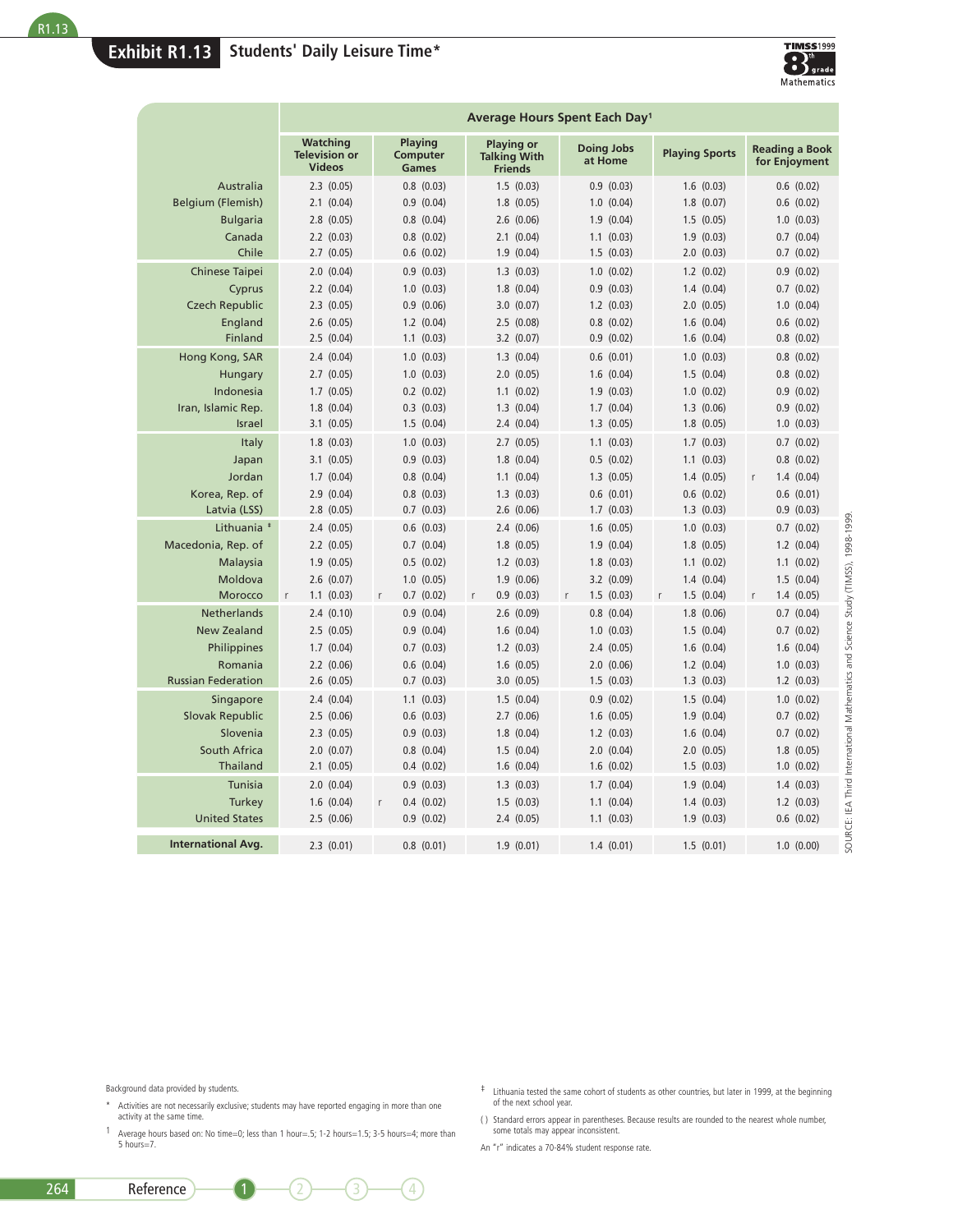## Exhibit R1.13 Students' Daily Leisure Time*

| | Average Hours Spent Each Day[1] | | | | | |
|---|---|---|---|---|---|---|
| | Watching Television or Videos | Playing Computer Games | Playing or Talking With Friends | Doing Jobs at Home | Playing Sports | Reading a Book for Enjoyment |
| Australia | 2.3 (0.05) | 0.8 (0.03) | 1.5 (0.03) | 0.9 (0.03) | 1.6 (0.03) | 0.6 (0.02) |
| Belgium (Flemish) | 2.1 (0.04) | 0.9 (0.04) | 1.8 (0.05) | 1.0 (0.04) | 1.8 (0.07) | 0.6 (0.02) |
| Bulgaria | 2.8 (0.05) | 0.8 (0.04) | 2.6 (0.06) | 1.9 (0.04) | 1.5 (0.05) | 1.0 (0.03) |
| Canada | 2.2 (0.03) | 0.8 (0.02) | 2.1 (0.04) | 1.1 (0.03) | 1.9 (0.03) | 0.7 (0.04) |
| Chile | 2.7 (0.05) | 0.6 (0.02) | 1.9 (0.04) | 1.5 (0.03) | 2.0 (0.03) | 0.7 (0.02) |
| Chinese Taipei | 2.0 (0.04) | 0.9 (0.03) | 1.3 (0.03) | 1.0 (0.02) | 1.2 (0.02) | 0.9 (0.02) |
| Cyprus | 2.2 (0.04) | 1.0 (0.03) | 1.8 (0.04) | 0.9 (0.03) | 1.4 (0.04) | 0.7 (0.02) |
| Czech Republic | 2.3 (0.05) | 0.9 (0.06) | 3.0 (0.07) | 1.2 (0.03) | 2.0 (0.05) | 1.0 (0.04) |
| England | 2.6 (0.05) | 1.2 (0.04) | 2.5 (0.08) | 0.8 (0.02) | 1.6 (0.04) | 0.6 (0.02) |
| Finland | 2.5 (0.04) | 1.1 (0.03) | 3.2 (0.07) | 0.9 (0.02) | 1.6 (0.04) | 0.8 (0.02) |
| Hong Kong, SAR | 2.4 (0.04) | 1.0 (0.03) | 1.3 (0.04) | 0.6 (0.01) | 1.0 (0.03) | 0.8 (0.02) |
| Hungary | 2.7 (0.05) | 1.0 (0.03) | 2.0 (0.05) | 1.6 (0.04) | 1.5 (0.04) | 0.8 (0.02) |
| Indonesia | 1.7 (0.05) | 0.2 (0.02) | 1.1 (0.02) | 1.9 (0.03) | 1.0 (0.02) | 0.9 (0.02) |
| Iran, Islamic Rep. | 1.8 (0.04) | 0.3 (0.03) | 1.3 (0.04) | 1.7 (0.04) | 1.3 (0.06) | 0.9 (0.02) |
| Israel | 3.1 (0.05) | 1.5 (0.04) | 2.4 (0.04) | 1.3 (0.05) | 1.8 (0.05) | 1.0 (0.03) |
| Italy | 1.8 (0.03) | 1.0 (0.03) | 2.7 (0.05) | 1.1 (0.03) | 1.7 (0.03) | 0.7 (0.02) |
| Japan | 3.1 (0.05) | 0.9 (0.03) | 1.8 (0.04) | 0.5 (0.02) | 1.1 (0.03) | 0.8 (0.02) |
| Jordan | 1.7 (0.04) | 0.8 (0.04) | 1.1 (0.04) | 1.3 (0.05) | 1.4 (0.05) | r 1.4 (0.04) |
| Korea, Rep. of | 2.9 (0.04) | 0.8 (0.03) | 1.3 (0.03) | 0.6 (0.01) | 0.6 (0.02) | 0.6 (0.01) |
| Latvia (LSS) | 2.8 (0.05) | 0.7 (0.03) | 2.6 (0.06) | 1.7 (0.03) | 1.3 (0.03) | 0.9 (0.03) |
| Lithuania ‡ | 2.4 (0.05) | 0.6 (0.03) | 2.4 (0.06) | 1.6 (0.05) | 1.0 (0.03) | 0.7 (0.02) |
| Macedonia, Rep. of | 2.2 (0.05) | 0.7 (0.04) | 1.8 (0.05) | 1.9 (0.04) | 1.8 (0.05) | 1.2 (0.04) |
| Malaysia | 1.9 (0.05) | 0.5 (0.02) | 1.2 (0.03) | 1.8 (0.03) | 1.1 (0.02) | 1.1 (0.02) |
| Moldova | 2.6 (0.07) | 1.0 (0.05) | 1.9 (0.06) | 3.2 (0.09) | 1.4 (0.04) | 1.5 (0.04) |
| Morocco | r 1.1 (0.03) | r 0.7 (0.02) | r 0.9 (0.03) | r 1.5 (0.03) | r 1.5 (0.04) | r 1.4 (0.05) |
| Netherlands | 2.4 (0.10) | 0.9 (0.04) | 2.6 (0.09) | 0.8 (0.04) | 1.8 (0.06) | 0.7 (0.04) |
| New Zealand | 2.5 (0.05) | 0.9 (0.04) | 1.6 (0.04) | 1.0 (0.03) | 1.5 (0.04) | 0.7 (0.02) |
| Philippines | 1.7 (0.04) | 0.7 (0.03) | 1.2 (0.03) | 2.4 (0.05) | 1.6 (0.04) | 1.6 (0.04) |
| Romania | 2.2 (0.06) | 0.6 (0.04) | 1.6 (0.05) | 2.0 (0.06) | 1.2 (0.04) | 1.0 (0.03) |
| Russian Federation | 2.6 (0.05) | 0.7 (0.03) | 3.0 (0.05) | 1.5 (0.03) | 1.3 (0.03) | 1.2 (0.03) |
| Singapore | 2.4 (0.04) | 1.1 (0.03) | 1.5 (0.04) | 0.9 (0.02) | 1.5 (0.04) | 1.0 (0.02) |
| Slovak Republic | 2.5 (0.06) | 0.6 (0.03) | 2.7 (0.06) | 1.6 (0.05) | 1.9 (0.04) | 0.7 (0.02) |
| Slovenia | 2.3 (0.05) | 0.9 (0.03) | 1.8 (0.04) | 1.2 (0.03) | 1.6 (0.04) | 0.7 (0.02) |
| South Africa | 2.0 (0.07) | 0.8 (0.04) | 1.5 (0.04) | 2.0 (0.04) | 2.0 (0.05) | 1.8 (0.05) |
| Thailand | 2.1 (0.05) | 0.4 (0.02) | 1.6 (0.04) | 1.6 (0.02) | 1.5 (0.03) | 1.0 (0.02) |
| Tunisia | 2.0 (0.04) | 0.9 (0.03) | 1.3 (0.03) | 1.7 (0.04) | 1.9 (0.04) | 1.4 (0.03) |
| Turkey | 1.6 (0.04) | r 0.4 (0.02) | 1.5 (0.03) | 1.1 (0.04) | 1.4 (0.03) | 1.2 (0.03) |
| United States | 2.5 (0.06) | 0.9 (0.02) | 2.4 (0.05) | 1.1 (0.03) | 1.9 (0.03) | 0.6 (0.02) |
| **International Avg.** | 2.3 (0.01) | 0.8 (0.01) | 1.9 (0.01) | 1.4 (0.01) | 1.5 (0.01) | 1.0 (0.00) |

SOURCE: IEA Third International Mathematics and Science Study (TIMSS), 1998-1999.

Background data provided by students.

\* Activities are not necessarily exclusive; students may have reported engaging in more than one activity at the same time.

1 Average hours based on: No time=0; less than 1 hour=.5; 1-2 hours=1.5; 3-5 hours=4; more than 5 hours=7.

‡ Lithuania tested the same cohort of students as other countries, but later in 1999, at the beginning of the next school year.

( ) Standard errors appear in parentheses. Because results are rounded to the nearest whole number, some totals may appear inconsistent.

An "r" indicates a 70-84% student response rate.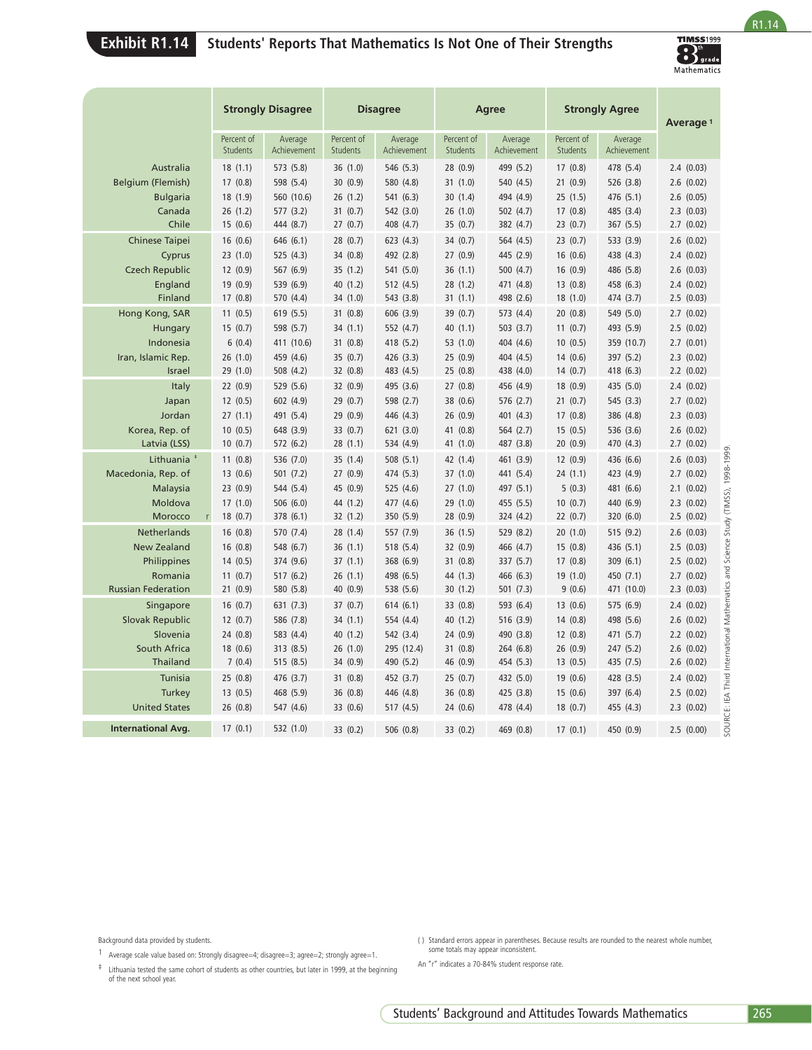## Exhibit R1.14 Students' Reports That Mathematics Is Not One of Their Strengths

| | Strongly Disagree | | Disagree | | Agree | | Strongly Agree | | Average [1] |
|---|---|---|---|---|---|---|---|---|---|
| | Percent of Students | Average Achievement | Percent of Students | Average Achievement | Percent of Students | Average Achievement | Percent of Students | Average Achievement | |
| Australia | 18 (1.1) | 573 (5.8) | 36 (1.0) | 546 (5.3) | 28 (0.9) | 499 (5.2) | 17 (0.8) | 478 (5.4) | 2.4 (0.03) |
| Belgium (Flemish) | 17 (0.8) | 598 (5.4) | 30 (0.9) | 580 (4.8) | 31 (1.0) | 540 (4.5) | 21 (0.9) | 526 (3.8) | 2.6 (0.02) |
| Bulgaria | 18 (1.9) | 560 (10.6) | 26 (1.2) | 541 (6.3) | 30 (1.4) | 494 (4.9) | 25 (1.5) | 476 (5.1) | 2.6 (0.05) |
| Canada | 26 (1.2) | 577 (3.2) | 31 (0.7) | 542 (3.0) | 26 (1.0) | 502 (4.7) | 17 (0.8) | 485 (3.4) | 2.3 (0.03) |
| Chile | 15 (0.6) | 444 (8.7) | 27 (0.7) | 408 (4.7) | 35 (0.7) | 382 (4.7) | 23 (0.7) | 367 (5.5) | 2.7 (0.02) |
| Chinese Taipei | 16 (0.6) | 646 (6.1) | 28 (0.7) | 623 (4.3) | 34 (0.7) | 564 (4.5) | 23 (0.7) | 533 (3.9) | 2.6 (0.02) |
| Cyprus | 23 (1.0) | 525 (4.3) | 34 (0.8) | 492 (2.8) | 27 (0.9) | 445 (2.9) | 16 (0.6) | 438 (4.3) | 2.4 (0.02) |
| Czech Republic | 12 (0.9) | 567 (6.9) | 35 (1.2) | 541 (5.0) | 36 (1.1) | 500 (4.7) | 16 (0.9) | 486 (5.8) | 2.6 (0.03) |
| England | 19 (0.9) | 539 (6.9) | 40 (1.2) | 512 (4.5) | 28 (1.2) | 471 (4.8) | 13 (0.8) | 458 (6.3) | 2.4 (0.02) |
| Finland | 17 (0.8) | 570 (4.4) | 34 (1.0) | 543 (3.8) | 31 (1.1) | 498 (2.6) | 18 (1.0) | 474 (3.7) | 2.5 (0.03) |
| Hong Kong, SAR | 11 (0.5) | 619 (5.5) | 31 (0.8) | 606 (3.9) | 39 (0.7) | 573 (4.4) | 20 (0.8) | 549 (5.0) | 2.7 (0.02) |
| Hungary | 15 (0.7) | 598 (5.7) | 34 (1.1) | 552 (4.7) | 40 (1.1) | 503 (3.7) | 11 (0.7) | 493 (5.9) | 2.5 (0.02) |
| Indonesia | 6 (0.4) | 411 (10.6) | 31 (0.8) | 418 (5.2) | 53 (1.0) | 404 (4.6) | 10 (0.5) | 359 (10.7) | 2.7 (0.01) |
| Iran, Islamic Rep. | 26 (1.0) | 459 (4.6) | 35 (0.7) | 426 (3.3) | 25 (0.9) | 404 (4.5) | 14 (0.6) | 397 (5.2) | 2.3 (0.02) |
| Israel | 29 (1.0) | 508 (4.2) | 32 (0.8) | 483 (4.5) | 25 (0.8) | 438 (4.0) | 14 (0.7) | 418 (6.3) | 2.2 (0.02) |
| Italy | 22 (0.9) | 529 (5.6) | 32 (0.9) | 495 (3.6) | 27 (0.8) | 456 (4.9) | 18 (0.9) | 435 (5.0) | 2.4 (0.02) |
| Japan | 12 (0.5) | 602 (4.9) | 29 (0.7) | 598 (2.7) | 38 (0.6) | 576 (2.7) | 21 (0.7) | 545 (3.3) | 2.7 (0.02) |
| Jordan | 27 (1.1) | 491 (5.4) | 29 (0.9) | 446 (4.3) | 26 (0.9) | 401 (4.3) | 17 (0.8) | 386 (4.8) | 2.3 (0.03) |
| Korea, Rep. of | 10 (0.5) | 648 (3.9) | 33 (0.7) | 621 (3.0) | 41 (0.8) | 564 (2.7) | 15 (0.5) | 536 (3.6) | 2.6 (0.02) |
| Latvia (LSS) | 10 (0.7) | 572 (6.2) | 28 (1.1) | 534 (4.9) | 41 (1.0) | 487 (3.8) | 20 (0.9) | 470 (4.3) | 2.7 (0.02) |
| Lithuania ‡ | 11 (0.8) | 536 (7.0) | 35 (1.4) | 508 (5.1) | 42 (1.4) | 461 (3.9) | 12 (0.9) | 436 (6.6) | 2.6 (0.03) |
| Macedonia, Rep. of | 13 (0.6) | 501 (7.2) | 27 (0.9) | 474 (5.3) | 37 (1.0) | 441 (5.4) | 24 (1.1) | 423 (4.9) | 2.7 (0.02) |
| Malaysia | 23 (0.9) | 544 (5.4) | 45 (0.9) | 525 (4.6) | 27 (1.0) | 497 (5.1) | 5 (0.3) | 481 (6.6) | 2.1 (0.02) |
| Moldova | 17 (1.0) | 506 (6.0) | 44 (1.2) | 477 (4.6) | 29 (1.0) | 455 (5.5) | 10 (0.7) | 440 (6.9) | 2.3 (0.02) |
| Morocco r | 18 (0.7) | 378 (6.1) | 32 (1.2) | 350 (5.9) | 28 (0.9) | 324 (4.2) | 22 (0.7) | 320 (6.0) | 2.5 (0.02) |
| Netherlands | 16 (0.8) | 570 (7.4) | 28 (1.4) | 557 (7.9) | 36 (1.5) | 529 (8.2) | 20 (1.0) | 515 (9.2) | 2.6 (0.03) |
| New Zealand | 16 (0.8) | 548 (6.7) | 36 (1.1) | 518 (5.4) | 32 (0.9) | 466 (4.7) | 15 (0.8) | 436 (5.1) | 2.5 (0.03) |
| Philippines | 14 (0.5) | 374 (9.6) | 37 (1.1) | 368 (6.9) | 31 (0.8) | 337 (5.7) | 17 (0.8) | 309 (6.1) | 2.5 (0.02) |
| Romania | 11 (0.7) | 517 (6.2) | 26 (1.1) | 498 (6.5) | 44 (1.3) | 466 (6.3) | 19 (1.0) | 450 (7.1) | 2.7 (0.02) |
| Russian Federation | 21 (0.9) | 580 (5.8) | 40 (0.9) | 538 (5.6) | 30 (1.2) | 501 (7.3) | 9 (0.6) | 471 (10.0) | 2.3 (0.03) |
| Singapore | 16 (0.7) | 631 (7.3) | 37 (0.7) | 614 (6.1) | 33 (0.8) | 593 (6.4) | 13 (0.6) | 575 (6.9) | 2.4 (0.02) |
| Slovak Republic | 12 (0.7) | 586 (7.8) | 34 (1.1) | 554 (4.4) | 40 (1.2) | 516 (3.9) | 14 (0.8) | 498 (5.6) | 2.6 (0.02) |
| Slovenia | 24 (0.8) | 583 (4.4) | 40 (1.2) | 542 (3.4) | 24 (0.9) | 490 (3.8) | 12 (0.8) | 471 (5.7) | 2.2 (0.02) |
| South Africa | 18 (0.6) | 313 (8.5) | 26 (1.0) | 295 (12.4) | 31 (0.8) | 264 (6.8) | 26 (0.9) | 247 (5.2) | 2.6 (0.02) |
| Thailand | 7 (0.4) | 515 (8.5) | 34 (0.9) | 490 (5.2) | 46 (0.9) | 454 (5.3) | 13 (0.5) | 435 (7.5) | 2.6 (0.02) |
| Tunisia | 25 (0.8) | 476 (3.7) | 31 (0.8) | 452 (3.7) | 25 (0.7) | 432 (5.0) | 19 (0.6) | 428 (3.5) | 2.4 (0.02) |
| Turkey | 13 (0.5) | 468 (5.9) | 36 (0.8) | 446 (4.8) | 36 (0.8) | 425 (3.8) | 15 (0.6) | 397 (6.4) | 2.5 (0.02) |
| United States | 26 (0.8) | 547 (4.6) | 33 (0.6) | 517 (4.5) | 24 (0.6) | 478 (4.4) | 18 (0.7) | 455 (4.3) | 2.3 (0.02) |
| **International Avg.** | 17 (0.1) | 532 (1.0) | 33 (0.2) | 506 (0.8) | 33 (0.2) | 469 (0.8) | 17 (0.1) | 450 (0.9) | 2.5 (0.00) |

SOURCE: IEA Third International Mathematics and Science Study (TIMSS), 1998-1999.

Background data provided by students.

[1] Average scale value based on: Strongly disagree=4; disagree=3; agree=2; strongly agree=1.

‡ Lithuania tested the same cohort of students as other countries, but later in 1999, at the beginning of the next school year.

( ) Standard errors appear in parentheses. Because results are rounded to the nearest whole number, some totals may appear inconsistent.

An "r" indicates a 70-84% student response rate.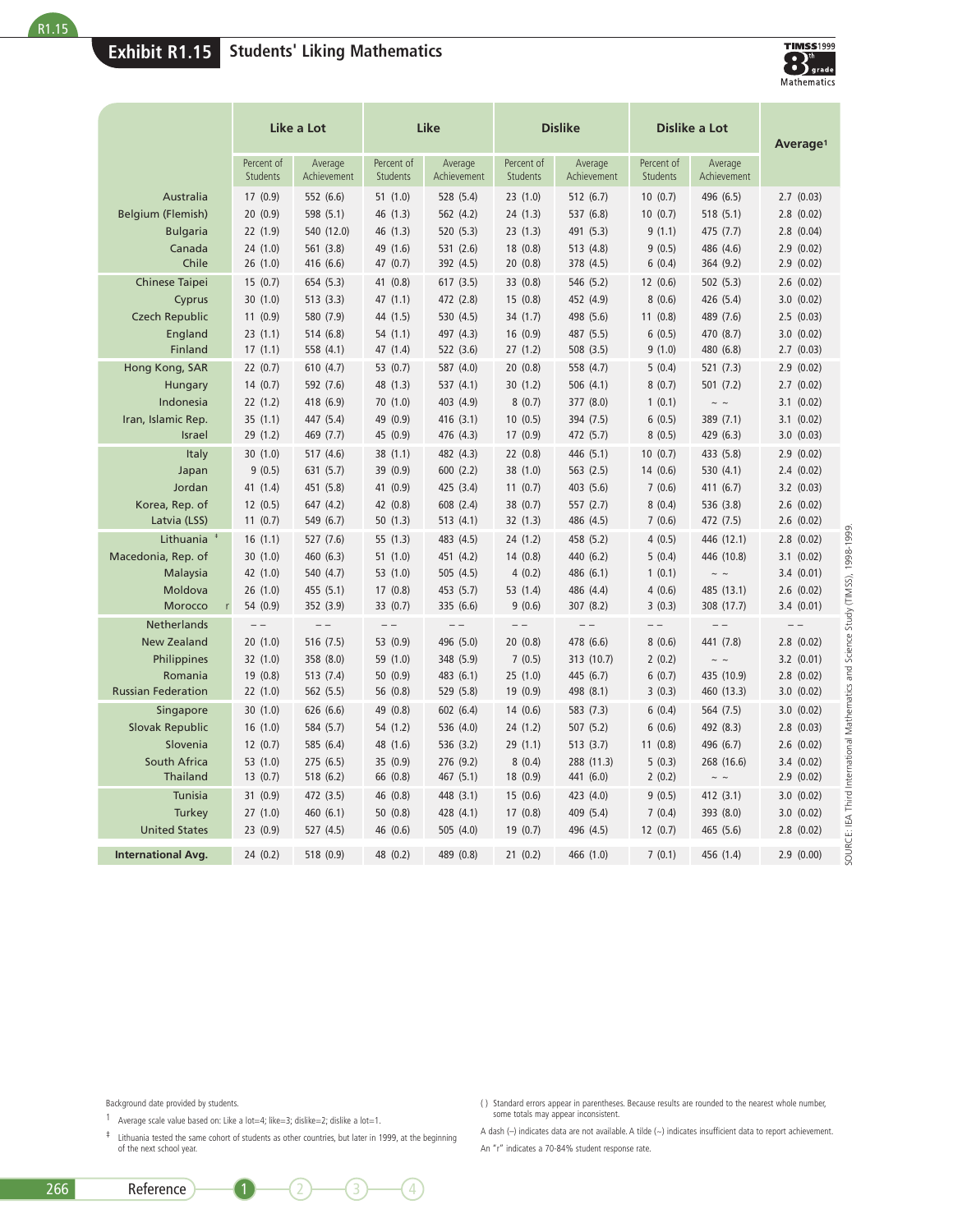# Exhibit R1.15 Students' Liking Mathematics

| | Like a Lot | | Like | | Dislike | | Dislike a Lot | | Average[1] |
|---|---|---|---|---|---|---|---|---|---|
| | Percent of Students | Average Achievement | Percent of Students | Average Achievement | Percent of Students | Average Achievement | Percent of Students | Average Achievement | |
| Australia | 17 (0.9) | 552 (6.6) | 51 (1.0) | 528 (5.4) | 23 (1.0) | 512 (6.7) | 10 (0.7) | 496 (6.5) | 2.7 (0.03) |
| Belgium (Flemish) | 20 (0.9) | 598 (5.1) | 46 (1.3) | 562 (4.2) | 24 (1.3) | 537 (6.8) | 10 (0.7) | 518 (5.1) | 2.8 (0.02) |
| Bulgaria | 22 (1.9) | 540 (12.0) | 46 (1.3) | 520 (5.3) | 23 (1.3) | 491 (5.3) | 9 (1.1) | 475 (7.7) | 2.8 (0.04) |
| Canada | 24 (1.0) | 561 (3.8) | 49 (1.6) | 531 (2.6) | 18 (0.8) | 513 (4.8) | 9 (0.5) | 486 (4.6) | 2.9 (0.02) |
| Chile | 26 (1.0) | 416 (6.6) | 47 (0.7) | 392 (4.5) | 20 (0.8) | 378 (4.5) | 6 (0.4) | 364 (9.2) | 2.9 (0.02) |
| Chinese Taipei | 15 (0.7) | 654 (5.3) | 41 (0.8) | 617 (3.5) | 33 (0.8) | 546 (5.2) | 12 (0.6) | 502 (5.3) | 2.6 (0.02) |
| Cyprus | 30 (1.0) | 513 (3.3) | 47 (1.1) | 472 (2.8) | 15 (0.8) | 452 (4.9) | 8 (0.6) | 426 (5.4) | 3.0 (0.02) |
| Czech Republic | 11 (0.9) | 580 (7.9) | 44 (1.5) | 530 (4.5) | 34 (1.7) | 498 (5.6) | 11 (0.8) | 489 (7.6) | 2.5 (0.03) |
| England | 23 (1.1) | 514 (6.8) | 54 (1.1) | 497 (4.3) | 16 (0.9) | 487 (5.5) | 6 (0.5) | 470 (8.7) | 3.0 (0.02) |
| Finland | 17 (1.1) | 558 (4.1) | 47 (1.4) | 522 (3.6) | 27 (1.2) | 508 (3.5) | 9 (1.0) | 480 (6.8) | 2.7 (0.03) |
| Hong Kong, SAR | 22 (0.7) | 610 (4.7) | 53 (0.7) | 587 (4.0) | 20 (0.8) | 558 (4.7) | 5 (0.4) | 521 (7.3) | 2.9 (0.02) |
| Hungary | 14 (0.7) | 592 (7.6) | 48 (1.3) | 537 (4.1) | 30 (1.2) | 506 (4.1) | 8 (0.7) | 501 (7.2) | 2.7 (0.02) |
| Indonesia | 22 (1.2) | 418 (6.9) | 70 (1.0) | 403 (4.9) | 8 (0.7) | 377 (8.0) | 1 (0.1) | ~ ~ | 3.1 (0.02) |
| Iran, Islamic Rep. | 35 (1.1) | 447 (5.4) | 49 (0.9) | 416 (3.1) | 10 (0.5) | 394 (7.5) | 6 (0.5) | 389 (7.1) | 3.1 (0.02) |
| Israel | 29 (1.2) | 469 (7.7) | 45 (0.9) | 476 (4.3) | 17 (0.9) | 472 (5.7) | 8 (0.5) | 429 (6.3) | 3.0 (0.03) |
| Italy | 30 (1.0) | 517 (4.6) | 38 (1.1) | 482 (4.3) | 22 (0.8) | 446 (5.1) | 10 (0.7) | 433 (5.8) | 2.9 (0.02) |
| Japan | 9 (0.5) | 631 (5.7) | 39 (0.9) | 600 (2.2) | 38 (1.0) | 563 (2.5) | 14 (0.6) | 530 (4.1) | 2.4 (0.02) |
| Jordan | 41 (1.4) | 451 (5.8) | 41 (0.9) | 425 (3.4) | 11 (0.7) | 403 (5.6) | 7 (0.6) | 411 (6.7) | 3.2 (0.03) |
| Korea, Rep. of | 12 (0.5) | 647 (4.2) | 42 (0.8) | 608 (2.4) | 38 (0.7) | 557 (2.7) | 8 (0.4) | 536 (3.8) | 2.6 (0.02) |
| Latvia (LSS) | 11 (0.7) | 549 (6.7) | 50 (1.3) | 513 (4.1) | 32 (1.3) | 486 (4.5) | 7 (0.6) | 472 (7.5) | 2.6 (0.02) |
| Lithuania ‡ | 16 (1.1) | 527 (7.6) | 55 (1.3) | 483 (4.5) | 24 (1.2) | 458 (5.2) | 4 (0.5) | 446 (12.1) | 2.8 (0.02) |
| Macedonia, Rep. of | 30 (1.0) | 460 (6.3) | 51 (1.0) | 451 (4.2) | 14 (0.8) | 440 (6.2) | 5 (0.4) | 446 (10.8) | 3.1 (0.02) |
| Malaysia | 42 (1.0) | 540 (4.7) | 53 (1.0) | 505 (4.5) | 4 (0.2) | 486 (6.1) | 1 (0.1) | ~ ~ | 3.4 (0.01) |
| Moldova | 26 (1.0) | 455 (5.1) | 17 (0.8) | 453 (5.7) | 53 (1.4) | 486 (4.4) | 4 (0.6) | 485 (13.1) | 2.6 (0.02) |
| Morocco r | 54 (0.9) | 352 (3.9) | 33 (0.7) | 335 (6.6) | 9 (0.6) | 307 (8.2) | 3 (0.3) | 308 (17.7) | 3.4 (0.01) |
| Netherlands | – – | – – | – – | – – | – – | – – | – – | – – | – – |
| New Zealand | 20 (1.0) | 516 (7.5) | 53 (0.9) | 496 (5.0) | 20 (0.8) | 478 (6.6) | 8 (0.6) | 441 (7.8) | 2.8 (0.02) |
| Philippines | 32 (1.0) | 358 (8.0) | 59 (1.0) | 348 (5.9) | 7 (0.5) | 313 (10.7) | 2 (0.2) | ~ ~ | 3.2 (0.01) |
| Romania | 19 (0.8) | 513 (7.4) | 50 (0.9) | 483 (6.1) | 25 (1.0) | 445 (6.7) | 6 (0.7) | 435 (10.9) | 2.8 (0.02) |
| Russian Federation | 22 (1.0) | 562 (5.5) | 56 (0.8) | 529 (5.8) | 19 (0.9) | 498 (8.1) | 3 (0.3) | 460 (13.3) | 3.0 (0.02) |
| Singapore | 30 (1.0) | 626 (6.6) | 49 (0.8) | 602 (6.4) | 14 (0.6) | 583 (7.3) | 6 (0.4) | 564 (7.5) | 3.0 (0.02) |
| Slovak Republic | 16 (1.0) | 584 (5.7) | 54 (1.2) | 536 (4.0) | 24 (1.2) | 507 (5.2) | 6 (0.6) | 492 (8.3) | 2.8 (0.03) |
| Slovenia | 12 (0.7) | 585 (6.4) | 48 (1.6) | 536 (3.2) | 29 (1.1) | 513 (3.7) | 11 (0.8) | 496 (6.7) | 2.6 (0.02) |
| South Africa | 53 (1.0) | 275 (6.5) | 35 (0.9) | 276 (9.2) | 8 (0.4) | 288 (11.3) | 5 (0.3) | 268 (16.6) | 3.4 (0.02) |
| Thailand | 13 (0.7) | 518 (6.2) | 66 (0.8) | 467 (5.1) | 18 (0.9) | 441 (6.0) | 2 (0.2) | ~ ~ | 2.9 (0.02) |
| Tunisia | 31 (0.9) | 472 (3.5) | 46 (0.8) | 448 (3.1) | 15 (0.6) | 423 (4.0) | 9 (0.5) | 412 (3.1) | 3.0 (0.02) |
| Turkey | 27 (1.0) | 460 (6.1) | 50 (0.8) | 428 (4.1) | 17 (0.8) | 409 (5.4) | 7 (0.4) | 393 (8.0) | 3.0 (0.02) |
| United States | 23 (0.9) | 527 (4.5) | 46 (0.6) | 505 (4.0) | 19 (0.7) | 496 (4.5) | 12 (0.7) | 465 (5.6) | 2.8 (0.02) |
| **International Avg.** | 24 (0.2) | 518 (0.9) | 48 (0.2) | 489 (0.8) | 21 (0.2) | 466 (1.0) | 7 (0.1) | 456 (1.4) | 2.9 (0.00) |

SOURCE: IEA Third International Mathematics and Science Study (TIMSS), 1998-1999.

Background date provided by students.

1 Average scale value based on: Like a lot=4; like=3; dislike=2; dislike a lot=1.

‡ Lithuania tested the same cohort of students as other countries, but later in 1999, at the beginning of the next school year.

( ) Standard errors appear in parentheses. Because results are rounded to the nearest whole number, some totals may appear inconsistent.

A dash (–) indicates data are not available. A tilde (~) indicates insufficient data to report achievement.

An "r" indicates a 70-84% student response rate.